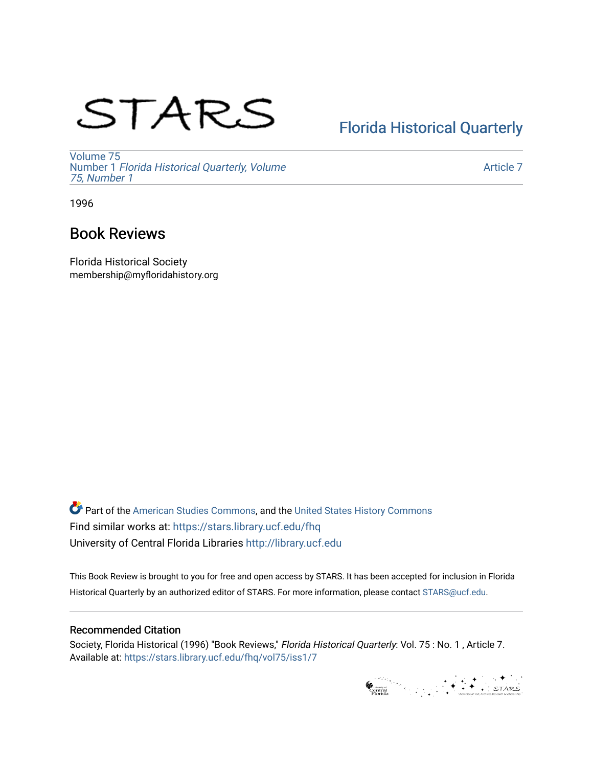STARS

[Florida Historical Quarterly](https://stars.library.ucf.edu/fhq)

Volume 75
Number 1 *Florida Historical Quarterly, Volume 75, Number 1*

Article 7

1996

## Book Reviews

Florida Historical Society
membership@myfloridahistory.org

Part of the American Studies Commons, and the United States History Commons
Find similar works at: https://stars.library.ucf.edu/fhq
University of Central Florida Libraries http://library.ucf.edu

This Book Review is brought to you for free and open access by STARS. It has been accepted for inclusion in Florida Historical Quarterly by an authorized editor of STARS. For more information, please contact STARS@ucf.edu.

### Recommended Citation

Society, Florida Historical (1996) "Book Reviews," *Florida Historical Quarterly*: Vol. 75 : No. 1 , Article 7.
Available at: https://stars.library.ucf.edu/fhq/vol75/iss1/7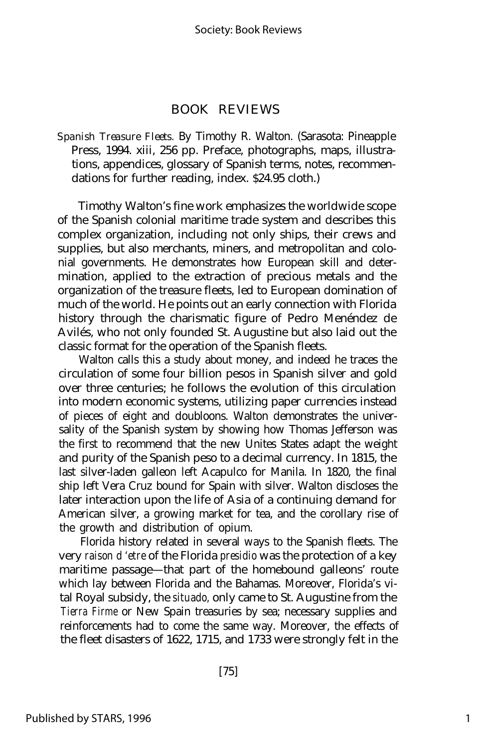# BOOK REVIEWS

*Spanish Treasure Fleets.* By Timothy R. Walton. (Sarasota: Pineapple Press, 1994. xiii, 256 pp. Preface, photographs, maps, illustrations, appendices, glossary of Spanish terms, notes, recommendations for further reading, index. $24.95 cloth.)

Timothy Walton's fine work emphasizes the worldwide scope of the Spanish colonial maritime trade system and describes this complex organization, including not only ships, their crews and supplies, but also merchants, miners, and metropolitan and colonial governments. He demonstrates how European skill and determination, applied to the extraction of precious metals and the organization of the treasure fleets, led to European domination of much of the world. He points out an early connection with Florida history through the charismatic figure of Pedro Menéndez de Avilés, who not only founded St. Augustine but also laid out the classic format for the operation of the Spanish fleets.

Walton calls this a study about money, and indeed he traces the circulation of some four billion pesos in Spanish silver and gold over three centuries; he follows the evolution of this circulation into modern economic systems, utilizing paper currencies instead of pieces of eight and doubloons. Walton demonstrates the universality of the Spanish system by showing how Thomas Jefferson was the first to recommend that the new Unites States adapt the weight and purity of the Spanish peso to a decimal currency. In 1815, the last silver-laden galleon left Acapulco for Manila. In 1820, the final ship left Vera Cruz bound for Spain with silver. Walton discloses the later interaction upon the life of Asia of a continuing demand for American silver, a growing market for tea, and the corollary rise of the growth and distribution of opium.

Florida history related in several ways to the Spanish fleets. The very *raison d'etre* of the Florida *presidio* was the protection of a key maritime passage—that part of the homebound galleons' route which lay between Florida and the Bahamas. Moreover, Florida's vital Royal subsidy, the *situado,* only came to St. Augustine from the *Tierra Firme* or New Spain treasuries by sea; necessary supplies and reinforcements had to come the same way. Moreover, the effects of the fleet disasters of 1622, 1715, and 1733 were strongly felt in the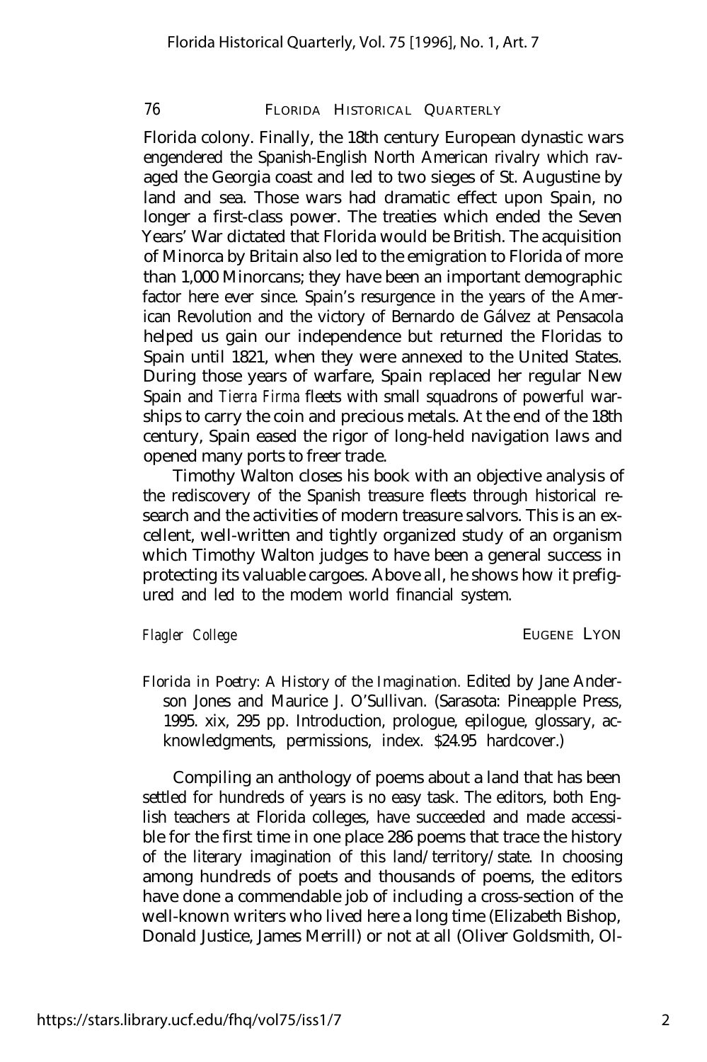Florida colony. Finally, the 18th century European dynastic wars engendered the Spanish-English North American rivalry which ravaged the Georgia coast and led to two sieges of St. Augustine by land and sea. Those wars had dramatic effect upon Spain, no longer a first-class power. The treaties which ended the Seven Years' War dictated that Florida would be British. The acquisition of Minorca by Britain also led to the emigration to Florida of more than 1,000 Minorcans; they have been an important demographic factor here ever since. Spain's resurgence in the years of the American Revolution and the victory of Bernardo de Gálvez at Pensacola helped us gain our independence but returned the Floridas to Spain until 1821, when they were annexed to the United States. During those years of warfare, Spain replaced her regular New Spain and *Tierra Firma* fleets with small squadrons of powerful warships to carry the coin and precious metals. At the end of the 18th century, Spain eased the rigor of long-held navigation laws and opened many ports to freer trade.

Timothy Walton closes his book with an objective analysis of the rediscovery of the Spanish treasure fleets through historical research and the activities of modern treasure salvors. This is an excellent, well-written and tightly organized study of an organism which Timothy Walton judges to have been a general success in protecting its valuable cargoes. Above all, he shows how it prefigured and led to the modem world financial system.

*Flagler College* EUGENE LYON

*Florida in Poetry: A History of the Imagination.* Edited by Jane Anderson Jones and Maurice J. O'Sullivan. (Sarasota: Pineapple Press, 1995. xix, 295 pp. Introduction, prologue, epilogue, glossary, acknowledgments, permissions, index. $24.95 hardcover.)

Compiling an anthology of poems about a land that has been settled for hundreds of years is no easy task. The editors, both English teachers at Florida colleges, have succeeded and made accessible for the first time in one place 286 poems that trace the history of the literary imagination of this land/territory/state. In choosing among hundreds of poets and thousands of poems, the editors have done a commendable job of including a cross-section of the well-known writers who lived here a long time (Elizabeth Bishop, Donald Justice, James Merrill) or not at all (Oliver Goldsmith, Ol-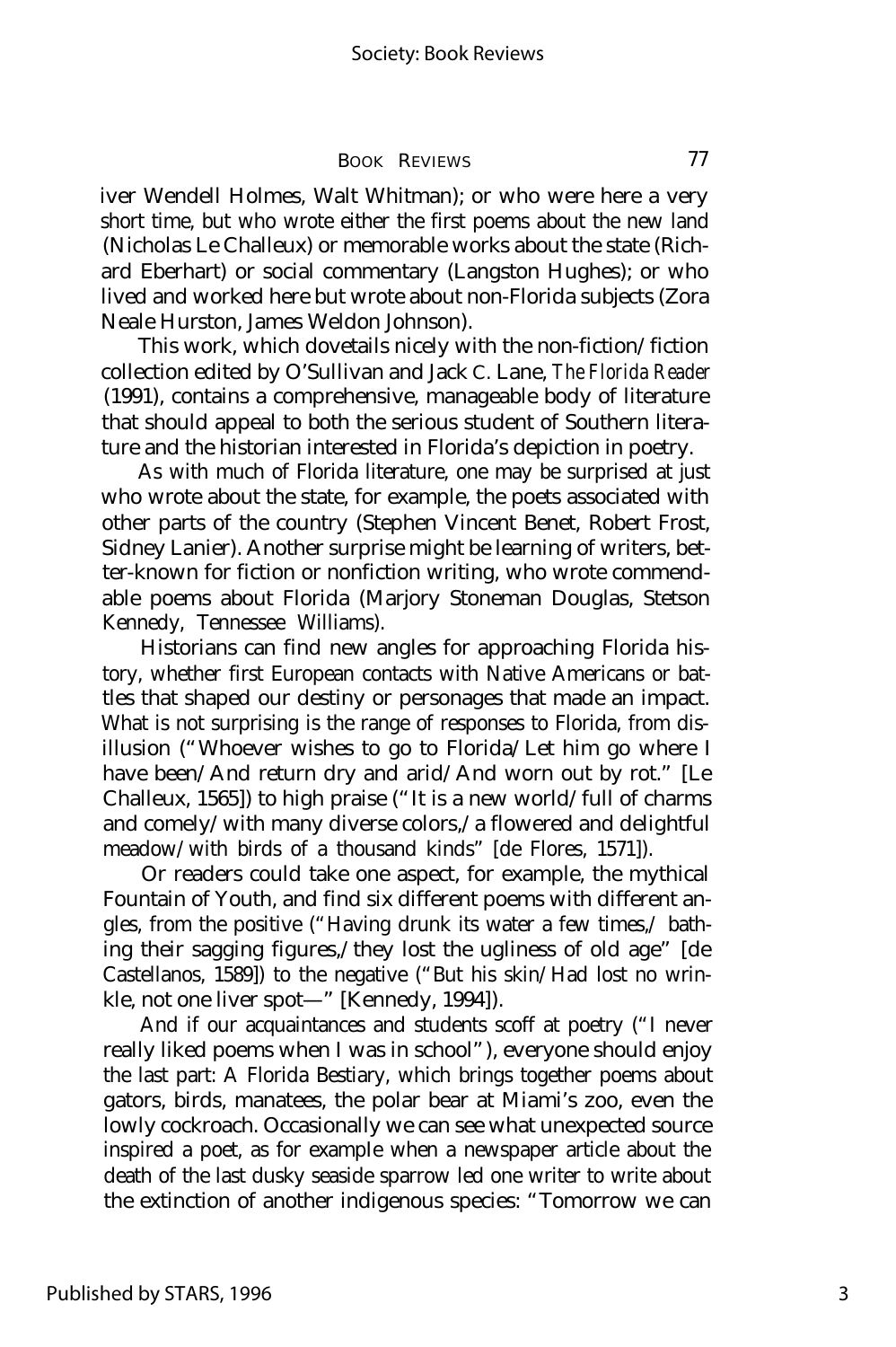iver Wendell Holmes, Walt Whitman); or who were here a very short time, but who wrote either the first poems about the new land (Nicholas Le Challeux) or memorable works about the state (Richard Eberhart) or social commentary (Langston Hughes); or who lived and worked here but wrote about non-Florida subjects (Zora Neale Hurston, James Weldon Johnson).

This work, which dovetails nicely with the non-fiction/fiction collection edited by O'Sullivan and Jack C. Lane, *The Florida Reader* (1991), contains a comprehensive, manageable body of literature that should appeal to both the serious student of Southern literature and the historian interested in Florida's depiction in poetry.

As with much of Florida literature, one may be surprised at just who wrote about the state, for example, the poets associated with other parts of the country (Stephen Vincent Benet, Robert Frost, Sidney Lanier). Another surprise might be learning of writers, better-known for fiction or nonfiction writing, who wrote commendable poems about Florida (Marjory Stoneman Douglas, Stetson Kennedy, Tennessee Williams).

Historians can find new angles for approaching Florida history, whether first European contacts with Native Americans or battles that shaped our destiny or personages that made an impact. What is not surprising is the range of responses to Florida, from disillusion ("Whoever wishes to go to Florida/Let him go where I have been/And return dry and arid/And worn out by rot." [Le Challeux, 1565]) to high praise ("It is a new world/full of charms and comely/with many diverse colors,/a flowered and delightful meadow/with birds of a thousand kinds" [de Flores, 1571]).

Or readers could take one aspect, for example, the mythical Fountain of Youth, and find six different poems with different angles, from the positive ("Having drunk its water a few times,/ bathing their sagging figures,/they lost the ugliness of old age" [de Castellanos, 1589]) to the negative ("But his skin/Had lost no wrinkle, not one liver spot—" [Kennedy, 1994]).

And if our acquaintances and students scoff at poetry ("I never really liked poems when I was in school"), everyone should enjoy the last part: A Florida Bestiary, which brings together poems about gators, birds, manatees, the polar bear at Miami's zoo, even the lowly cockroach. Occasionally we can see what unexpected source inspired a poet, as for example when a newspaper article about the death of the last dusky seaside sparrow led one writer to write about the extinction of another indigenous species: "Tomorrow we can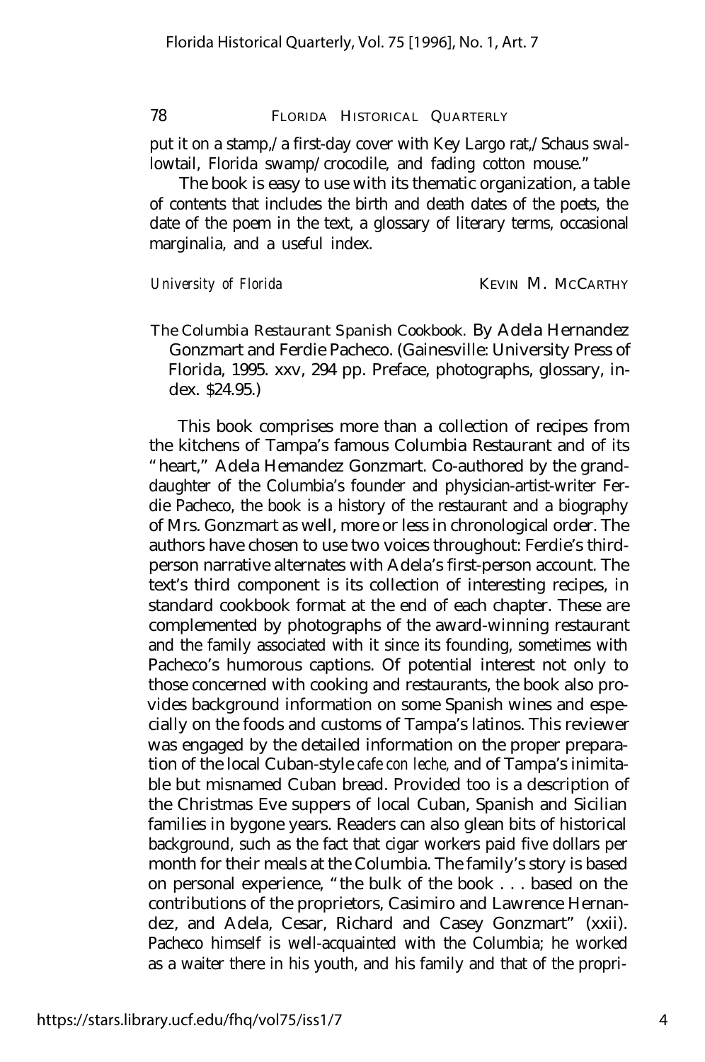put it on a stamp,/ a first-day cover with Key Largo rat,/ Schaus swallowtail, Florida swamp/ crocodile, and fading cotton mouse."

The book is easy to use with its thematic organization, a table of contents that includes the birth and death dates of the poets, the date of the poem in the text, a glossary of literary terms, occasional marginalia, and a useful index.

*University of Florida* KEVIN M. MCCARTHY

*The Columbia Restaurant Spanish Cookbook.* By Adela Hernandez Gonzmart and Ferdie Pacheco. (Gainesville: University Press of Florida, 1995. xxv, 294 pp. Preface, photographs, glossary, index. $24.95.)

This book comprises more than a collection of recipes from the kitchens of Tampa's famous Columbia Restaurant and of its "heart," Adela Hemandez Gonzmart. Co-authored by the granddaughter of the Columbia's founder and physician-artist-writer Ferdie Pacheco, the book is a history of the restaurant and a biography of Mrs. Gonzmart as well, more or less in chronological order. The authors have chosen to use two voices throughout: Ferdie's third-person narrative alternates with Adela's first-person account. The text's third component is its collection of interesting recipes, in standard cookbook format at the end of each chapter. These are complemented by photographs of the award-winning restaurant and the family associated with it since its founding, sometimes with Pacheco's humorous captions. Of potential interest not only to those concerned with cooking and restaurants, the book also provides background information on some Spanish wines and especially on the foods and customs of Tampa's latinos. This reviewer was engaged by the detailed information on the proper preparation of the local Cuban-style *cafe con leche,* and of Tampa's inimitable but misnamed Cuban bread. Provided too is a description of the Christmas Eve suppers of local Cuban, Spanish and Sicilian families in bygone years. Readers can also glean bits of historical background, such as the fact that cigar workers paid five dollars per month for their meals at the Columbia. The family's story is based on personal experience, "the bulk of the book . . . based on the contributions of the proprietors, Casimiro and Lawrence Hernandez, and Adela, Cesar, Richard and Casey Gonzmart" (xxii). Pacheco himself is well-acquainted with the Columbia; he worked as a waiter there in his youth, and his family and that of the propri-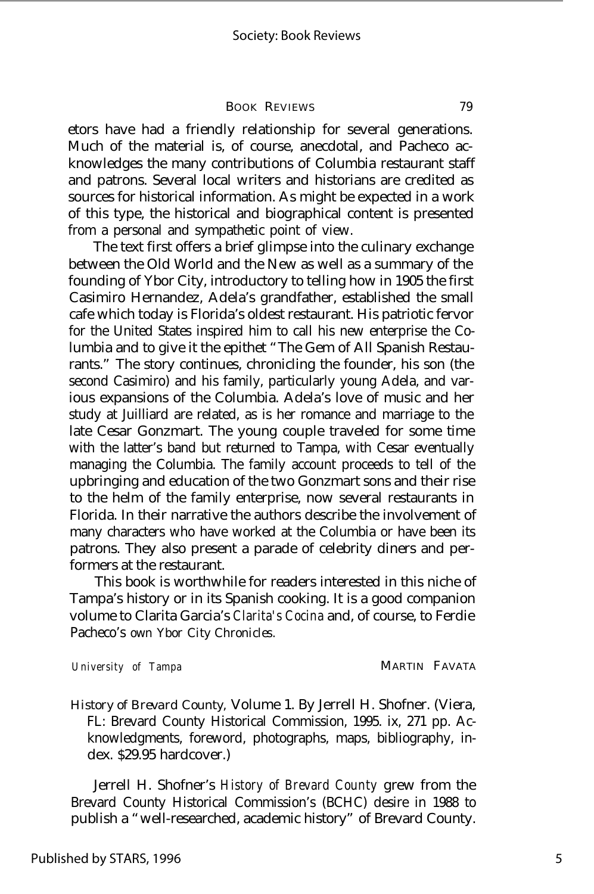etors have had a friendly relationship for several generations. Much of the material is, of course, anecdotal, and Pacheco acknowledges the many contributions of Columbia restaurant staff and patrons. Several local writers and historians are credited as sources for historical information. As might be expected in a work of this type, the historical and biographical content is presented from a personal and sympathetic point of view.

The text first offers a brief glimpse into the culinary exchange between the Old World and the New as well as a summary of the founding of Ybor City, introductory to telling how in 1905 the first Casimiro Hernandez, Adela's grandfather, established the small cafe which today is Florida's oldest restaurant. His patriotic fervor for the United States inspired him to call his new enterprise the Columbia and to give it the epithet "The Gem of All Spanish Restaurants." The story continues, chronicling the founder, his son (the second Casimiro) and his family, particularly young Adela, and various expansions of the Columbia. Adela's love of music and her study at Juilliard are related, as is her romance and marriage to the late Cesar Gonzmart. The young couple traveled for some time with the latter's band but returned to Tampa, with Cesar eventually managing the Columbia. The family account proceeds to tell of the upbringing and education of the two Gonzmart sons and their rise to the helm of the family enterprise, now several restaurants in Florida. In their narrative the authors describe the involvement of many characters who have worked at the Columbia or have been its patrons. They also present a parade of celebrity diners and performers at the restaurant.

This book is worthwhile for readers interested in this niche of Tampa's history or in its Spanish cooking. It is a good companion volume to Clarita Garcia's *Clarita's Cocina* and, of course, to Ferdie Pacheco's own *Ybor City Chronicles*.

*University of Tampa* MARTIN FAVATA

*History of Brevard County*, Volume 1. By Jerrell H. Shofner. (Viera, FL: Brevard County Historical Commission, 1995. ix, 271 pp. Acknowledgments, foreword, photographs, maps, bibliography, index. $29.95 hardcover.)

Jerrell H. Shofner's *History of Brevard County* grew from the Brevard County Historical Commission's (BCHC) desire in 1988 to publish a "well-researched, academic history" of Brevard County.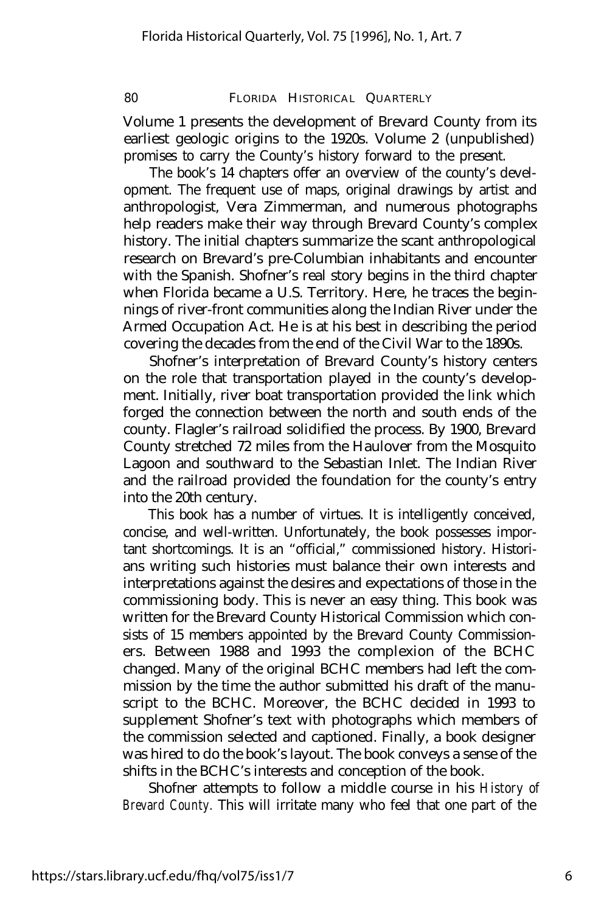Volume 1 presents the development of Brevard County from its earliest geologic origins to the 1920s. Volume 2 (unpublished) promises to carry the County's history forward to the present.

The book's 14 chapters offer an overview of the county's development. The frequent use of maps, original drawings by artist and anthropologist, Vera Zimmerman, and numerous photographs help readers make their way through Brevard County's complex history. The initial chapters summarize the scant anthropological research on Brevard's pre-Columbian inhabitants and encounter with the Spanish. Shofner's real story begins in the third chapter when Florida became a U.S. Territory. Here, he traces the beginnings of river-front communities along the Indian River under the Armed Occupation Act. He is at his best in describing the period covering the decades from the end of the Civil War to the 1890s.

Shofner's interpretation of Brevard County's history centers on the role that transportation played in the county's development. Initially, river boat transportation provided the link which forged the connection between the north and south ends of the county. Flagler's railroad solidified the process. By 1900, Brevard County stretched 72 miles from the Haulover from the Mosquito Lagoon and southward to the Sebastian Inlet. The Indian River and the railroad provided the foundation for the county's entry into the 20th century.

This book has a number of virtues. It is intelligently conceived, concise, and well-written. Unfortunately, the book possesses important shortcomings. It is an "official," commissioned history. Historians writing such histories must balance their own interests and interpretations against the desires and expectations of those in the commissioning body. This is never an easy thing. This book was written for the Brevard County Historical Commission which consists of 15 members appointed by the Brevard County Commissioners. Between 1988 and 1993 the complexion of the BCHC changed. Many of the original BCHC members had left the commission by the time the author submitted his draft of the manuscript to the BCHC. Moreover, the BCHC decided in 1993 to supplement Shofner's text with photographs which members of the commission selected and captioned. Finally, a book designer was hired to do the book's layout. The book conveys a sense of the shifts in the BCHC's interests and conception of the book.

Shofner attempts to follow a middle course in his *History of Brevard County.* This will irritate many who feel that one part of the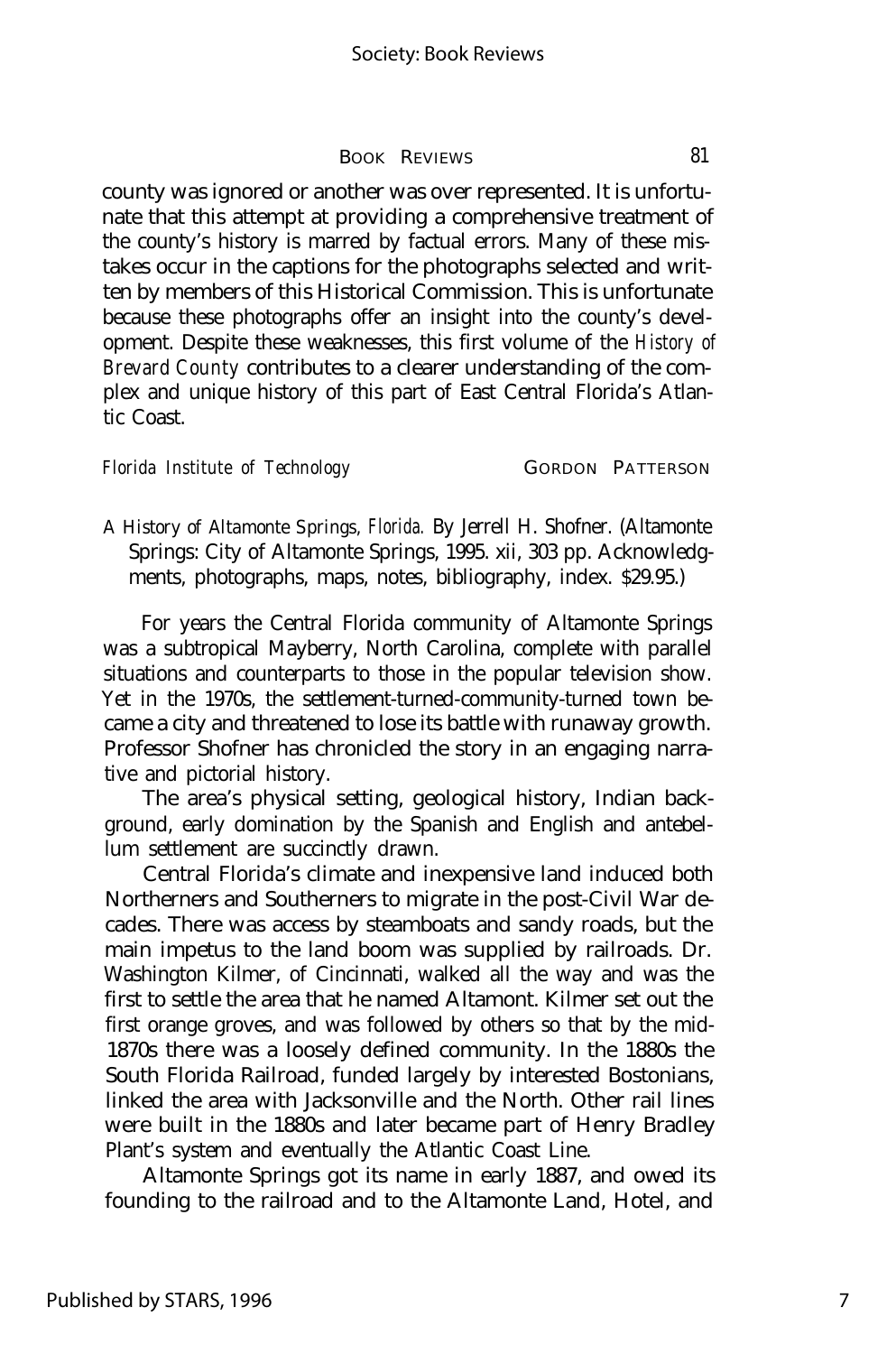county was ignored or another was over represented. It is unfortunate that this attempt at providing a comprehensive treatment of the county's history is marred by factual errors. Many of these mistakes occur in the captions for the photographs selected and written by members of this Historical Commission. This is unfortunate because these photographs offer an insight into the county's development. Despite these weaknesses, this first volume of the *History of Brevard County* contributes to a clearer understanding of the complex and unique history of this part of East Central Florida's Atlantic Coast.

*Florida Institute of Technology* GORDON PATTERSON

*A History of Altamonte Springs, Florida.* By Jerrell H. Shofner. (Altamonte Springs: City of Altamonte Springs, 1995. xii, 303 pp. Acknowledgments, photographs, maps, notes, bibliography, index. $29.95.)

For years the Central Florida community of Altamonte Springs was a subtropical Mayberry, North Carolina, complete with parallel situations and counterparts to those in the popular television show. Yet in the 1970s, the settlement-turned-community-turned town became a city and threatened to lose its battle with runaway growth. Professor Shofner has chronicled the story in an engaging narrative and pictorial history.

The area's physical setting, geological history, Indian background, early domination by the Spanish and English and antebellum settlement are succinctly drawn.

Central Florida's climate and inexpensive land induced both Northerners and Southerners to migrate in the post-Civil War decades. There was access by steamboats and sandy roads, but the main impetus to the land boom was supplied by railroads. Dr. Washington Kilmer, of Cincinnati, walked all the way and was the first to settle the area that he named Altamont. Kilmer set out the first orange groves, and was followed by others so that by the mid-1870s there was a loosely defined community. In the 1880s the South Florida Railroad, funded largely by interested Bostonians, linked the area with Jacksonville and the North. Other rail lines were built in the 1880s and later became part of Henry Bradley Plant's system and eventually the Atlantic Coast Line.

Altamonte Springs got its name in early 1887, and owed its founding to the railroad and to the Altamonte Land, Hotel, and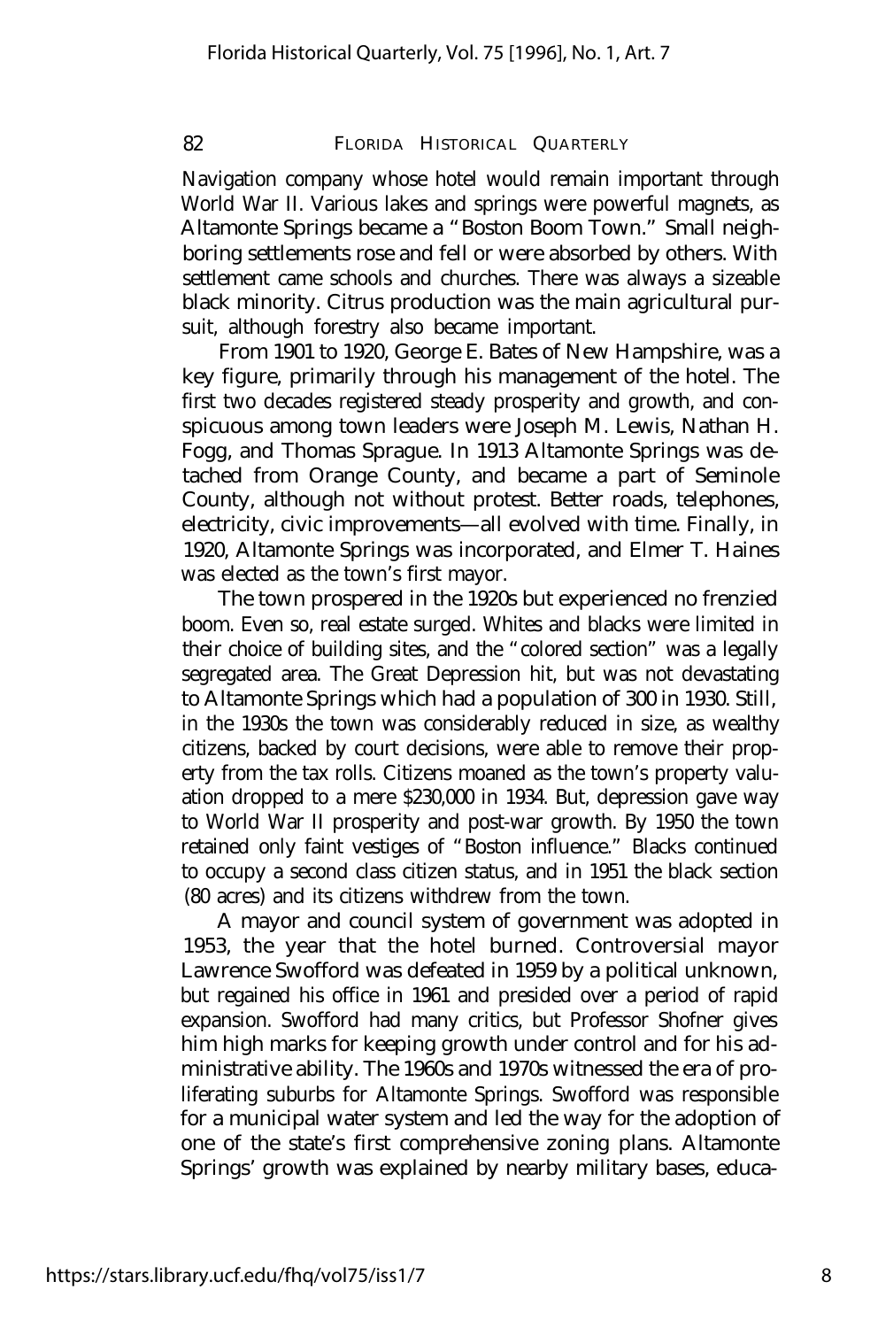Navigation company whose hotel would remain important through World War II. Various lakes and springs were powerful magnets, as Altamonte Springs became a "Boston Boom Town." Small neighboring settlements rose and fell or were absorbed by others. With settlement came schools and churches. There was always a sizeable black minority. Citrus production was the main agricultural pursuit, although forestry also became important.

From 1901 to 1920, George E. Bates of New Hampshire, was a key figure, primarily through his management of the hotel. The first two decades registered steady prosperity and growth, and conspicuous among town leaders were Joseph M. Lewis, Nathan H. Fogg, and Thomas Sprague. In 1913 Altamonte Springs was detached from Orange County, and became a part of Seminole County, although not without protest. Better roads, telephones, electricity, civic improvements—all evolved with time. Finally, in 1920, Altamonte Springs was incorporated, and Elmer T. Haines was elected as the town's first mayor.

The town prospered in the 1920s but experienced no frenzied boom. Even so, real estate surged. Whites and blacks were limited in their choice of building sites, and the "colored section" was a legally segregated area. The Great Depression hit, but was not devastating to Altamonte Springs which had a population of 300 in 1930. Still, in the 1930s the town was considerably reduced in size, as wealthy citizens, backed by court decisions, were able to remove their property from the tax rolls. Citizens moaned as the town's property valuation dropped to a mere $230,000 in 1934. But, depression gave way to World War II prosperity and post-war growth. By 1950 the town retained only faint vestiges of "Boston influence." Blacks continued to occupy a second class citizen status, and in 1951 the black section (80 acres) and its citizens withdrew from the town.

A mayor and council system of government was adopted in 1953, the year that the hotel burned. Controversial mayor Lawrence Swofford was defeated in 1959 by a political unknown, but regained his office in 1961 and presided over a period of rapid expansion. Swofford had many critics, but Professor Shofner gives him high marks for keeping growth under control and for his administrative ability. The 1960s and 1970s witnessed the era of proliferating suburbs for Altamonte Springs. Swofford was responsible for a municipal water system and led the way for the adoption of one of the state's first comprehensive zoning plans. Altamonte Springs' growth was explained by nearby military bases, educa-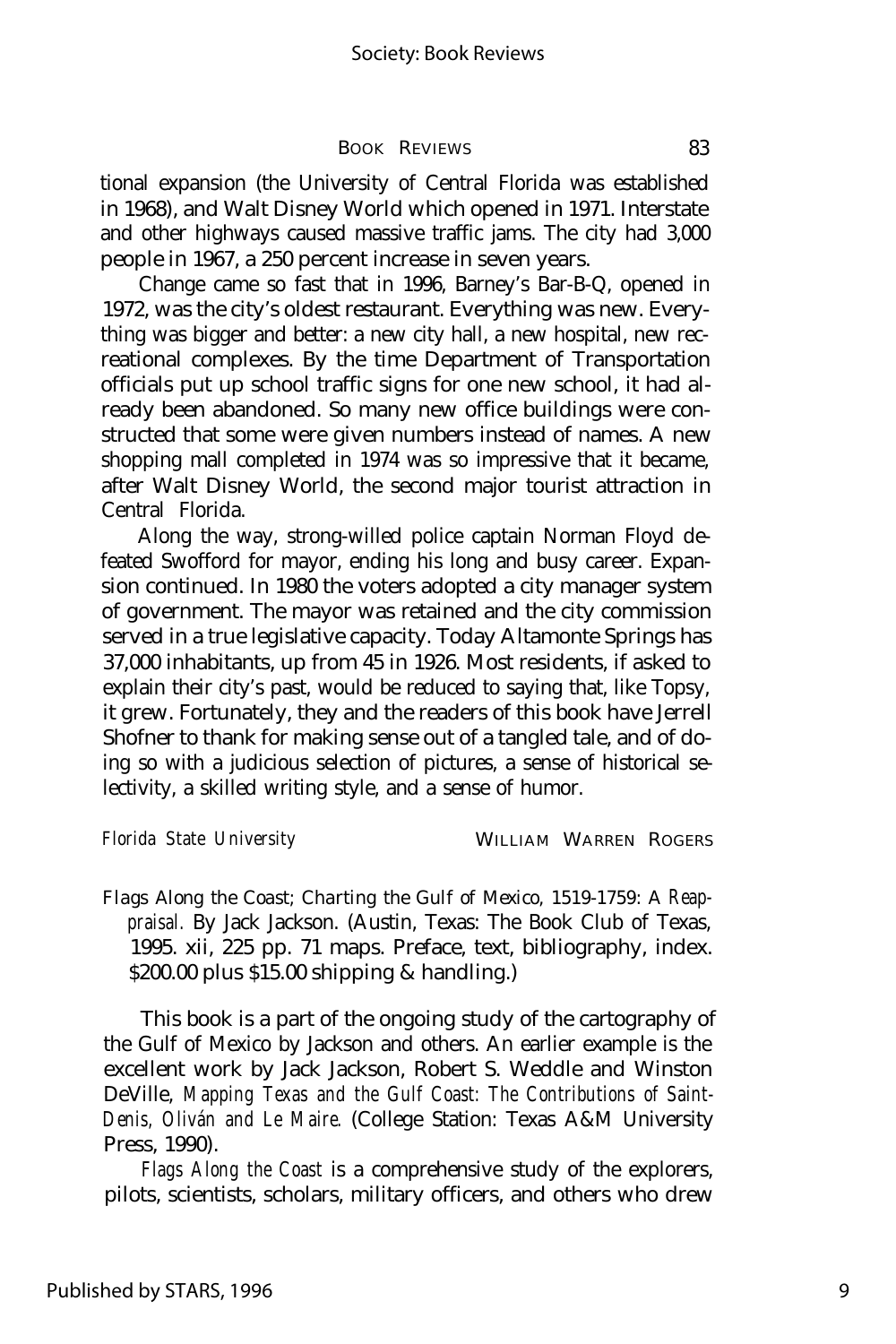tional expansion (the University of Central Florida was established in 1968), and Walt Disney World which opened in 1971. Interstate and other highways caused massive traffic jams. The city had 3,000 people in 1967, a 250 percent increase in seven years.

Change came so fast that in 1996, Barney's Bar-B-Q, opened in 1972, was the city's oldest restaurant. Everything was new. Everything was bigger and better: a new city hall, a new hospital, new recreational complexes. By the time Department of Transportation officials put up school traffic signs for one new school, it had already been abandoned. So many new office buildings were constructed that some were given numbers instead of names. A new shopping mall completed in 1974 was so impressive that it became, after Walt Disney World, the second major tourist attraction in Central Florida.

Along the way, strong-willed police captain Norman Floyd defeated Swofford for mayor, ending his long and busy career. Expansion continued. In 1980 the voters adopted a city manager system of government. The mayor was retained and the city commission served in a true legislative capacity. Today Altamonte Springs has 37,000 inhabitants, up from 45 in 1926. Most residents, if asked to explain their city's past, would be reduced to saying that, like Topsy, it grew. Fortunately, they and the readers of this book have Jerrell Shofner to thank for making sense out of a tangled tale, and of doing so with a judicious selection of pictures, a sense of historical selectivity, a skilled writing style, and a sense of humor.

*Florida State University* — WILLIAM WARREN ROGERS

*Flags Along the Coast; Charting the Gulf of Mexico, 1519-1759: A Reappraisal.* By Jack Jackson. (Austin, Texas: The Book Club of Texas, 1995. xii, 225 pp. 71 maps. Preface, text, bibliography, index. $200.00 plus $15.00 shipping & handling.)

This book is a part of the ongoing study of the cartography of the Gulf of Mexico by Jackson and others. An earlier example is the excellent work by Jack Jackson, Robert S. Weddle and Winston DeVille, *Mapping Texas and the Gulf Coast: The Contributions of Saint-Denis, Oliván and Le Maire.* (College Station: Texas A&M University Press, 1990).

*Flags Along the Coast* is a comprehensive study of the explorers, pilots, scientists, scholars, military officers, and others who drew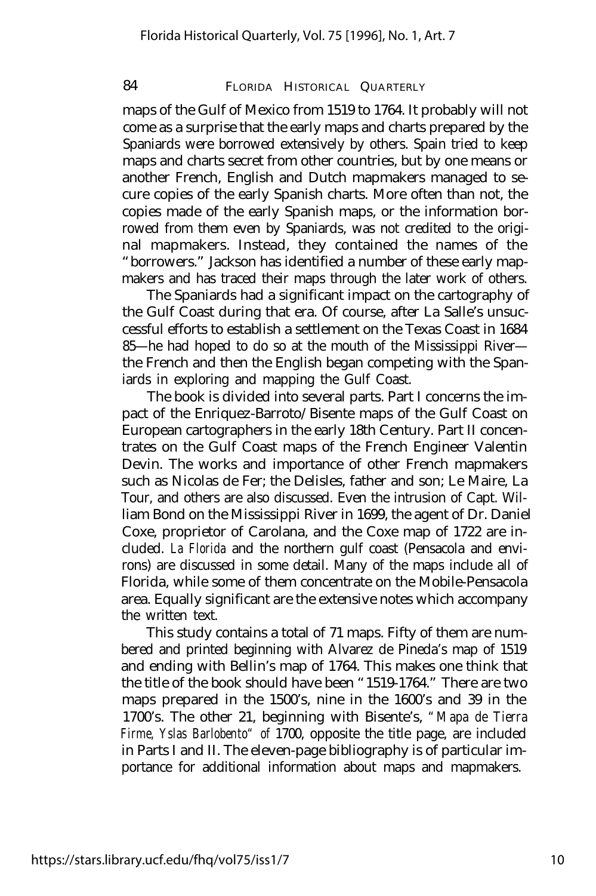maps of the Gulf of Mexico from 1519 to 1764. It probably will not come as a surprise that the early maps and charts prepared by the Spaniards were borrowed extensively by others. Spain tried to keep maps and charts secret from other countries, but by one means or another French, English and Dutch mapmakers managed to secure copies of the early Spanish charts. More often than not, the copies made of the early Spanish maps, or the information borrowed from them even by Spaniards, was not credited to the original mapmakers. Instead, they contained the names of the "borrowers." Jackson has identified a number of these early mapmakers and has traced their maps through the later work of others.

The Spaniards had a significant impact on the cartography of the Gulf Coast during that era. Of course, after La Salle's unsuccessful efforts to establish a settlement on the Texas Coast in 1684 85—he had hoped to do so at the mouth of the Mississippi River—the French and then the English began competing with the Spaniards in exploring and mapping the Gulf Coast.

The book is divided into several parts. Part I concerns the impact of the Enriquez-Barroto/Bisente maps of the Gulf Coast on European cartographers in the early 18th Century. Part II concentrates on the Gulf Coast maps of the French Engineer Valentin Devin. The works and importance of other French mapmakers such as Nicolas de Fer; the Delisles, father and son; Le Maire, La Tour, and others are also discussed. Even the intrusion of Capt. William Bond on the Mississippi River in 1699, the agent of Dr. Daniel Coxe, proprietor of Carolana, and the Coxe map of 1722 are included. *La Florida* and the northern gulf coast (Pensacola and environs) are discussed in some detail. Many of the maps include all of Florida, while some of them concentrate on the Mobile-Pensacola area. Equally significant are the extensive notes which accompany the written text.

This study contains a total of 71 maps. Fifty of them are numbered and printed beginning with Alvarez de Pineda's map of 1519 and ending with Bellin's map of 1764. This makes one think that the title of the book should have been "1519-1764." There are two maps prepared in the 1500's, nine in the 1600's and 39 in the 1700's. The other 21, beginning with Bisente's, *"Mapa de Tierra Firme, Yslas Barlobento" of* 1700, opposite the title page, are included in Parts I and II. The eleven-page bibliography is of particular importance for additional information about maps and mapmakers.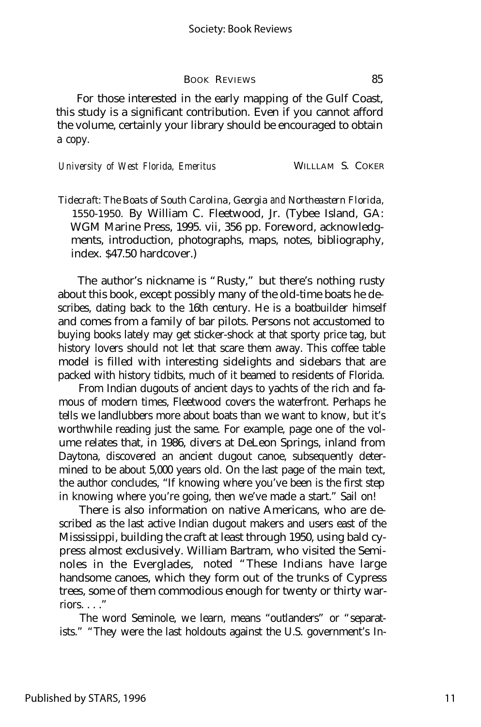For those interested in the early mapping of the Gulf Coast, this study is a significant contribution. Even if you cannot afford the volume, certainly your library should be encouraged to obtain a copy.

*University of West Florida, Emeritus* WILLLAM S. COKER

*Tidecraft: The Boats of South Carolina, Georgia and Northeastern Florida, 1550-1950.* By William C. Fleetwood, Jr. (Tybee Island, GA: WGM Marine Press, 1995. vii, 356 pp. Foreword, acknowledgments, introduction, photographs, maps, notes, bibliography, index. $47.50 hardcover.)

The author's nickname is "Rusty," but there's nothing rusty about this book, except possibly many of the old-time boats he describes, dating back to the 16th century. He is a boatbuilder himself and comes from a family of bar pilots. Persons not accustomed to buying books lately may get sticker-shock at that sporty price tag, but history lovers should not let that scare them away. This coffee table model is filled with interesting sidelights and sidebars that are packed with history tidbits, much of it beamed to residents of Florida.

From Indian dugouts of ancient days to yachts of the rich and famous of modern times, Fleetwood covers the waterfront. Perhaps he tells we landlubbers more about boats than we want to know, but it's worthwhile reading just the same. For example, page one of the volume relates that, in 1986, divers at DeLeon Springs, inland from Daytona, discovered an ancient dugout canoe, subsequently determined to be about 5,000 years old. On the last page of the main text, the author concludes, "If knowing where you've been is the first step in knowing where you're going, then we've made a start." Sail on!

There is also information on native Americans, who are described as the last active Indian dugout makers and users east of the Mississippi, building the craft at least through 1950, using bald cypress almost exclusively. William Bartram, who visited the Seminoles in the Everglades, noted "These Indians have large handsome canoes, which they form out of the trunks of Cypress trees, some of them commodious enough for twenty or thirty warriors. . . ."

The word Seminole, we learn, means "outlanders" or "separatists." "They were the last holdouts against the U.S. government's In-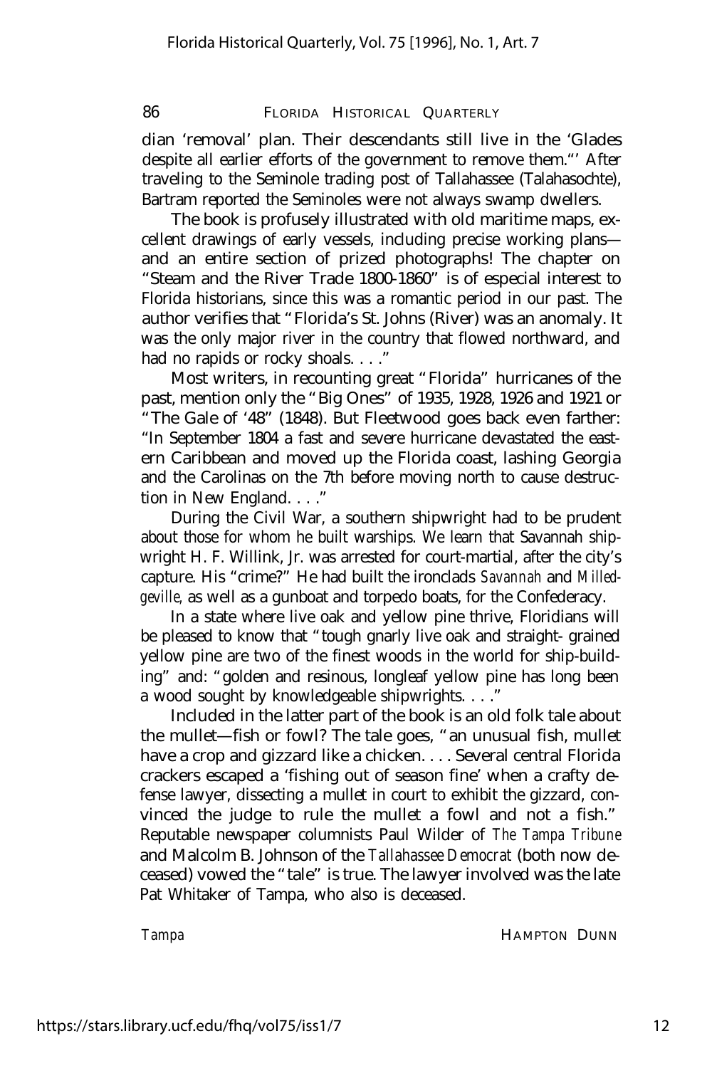dian 'removal' plan. Their descendants still live in the 'Glades despite all earlier efforts of the government to remove them."' After traveling to the Seminole trading post of Tallahassee (Talahasochte), Bartram reported the Seminoles were not always swamp dwellers.

The book is profusely illustrated with old maritime maps, excellent drawings of early vessels, including precise working plans— and an entire section of prized photographs! The chapter on "Steam and the River Trade 1800-1860" is of especial interest to Florida historians, since this was a romantic period in our past. The author verifies that "Florida's St. Johns (River) was an anomaly. It was the only major river in the country that flowed northward, and had no rapids or rocky shoals. . . ."

Most writers, in recounting great "Florida" hurricanes of the past, mention only the "Big Ones" of 1935, 1928, 1926 and 1921 or "The Gale of '48" (1848). But Fleetwood goes back even farther: "In September 1804 a fast and severe hurricane devastated the eastern Caribbean and moved up the Florida coast, lashing Georgia and the Carolinas on the 7th before moving north to cause destruction in New England. . . ."

During the Civil War, a southern shipwright had to be prudent about those for whom he built warships. We learn that Savannah shipwright H. F. Willink, Jr. was arrested for court-martial, after the city's capture. His "crime?" He had built the ironclads *Savannah* and *Milledgeville,* as well as a gunboat and torpedo boats, for the Confederacy.

In a state where live oak and yellow pine thrive, Floridians will be pleased to know that "tough gnarly live oak and straight- grained yellow pine are two of the finest woods in the world for ship-building" and: "golden and resinous, longleaf yellow pine has long been a wood sought by knowledgeable shipwrights. . . ."

Included in the latter part of the book is an old folk tale about the mullet—fish or fowl? The tale goes, "an unusual fish, mullet have a crop and gizzard like a chicken. . . . Several central Florida crackers escaped a 'fishing out of season fine' when a crafty defense lawyer, dissecting a mullet in court to exhibit the gizzard, convinced the judge to rule the mullet a fowl and not a fish." Reputable newspaper columnists Paul Wilder of *The Tampa Tribune* and Malcolm B. Johnson of the *Tallahassee Democrat* (both now deceased) vowed the "tale" is true. The lawyer involved was the late Pat Whitaker of Tampa, who also is deceased.

*Tampa* HAMPTON DUNN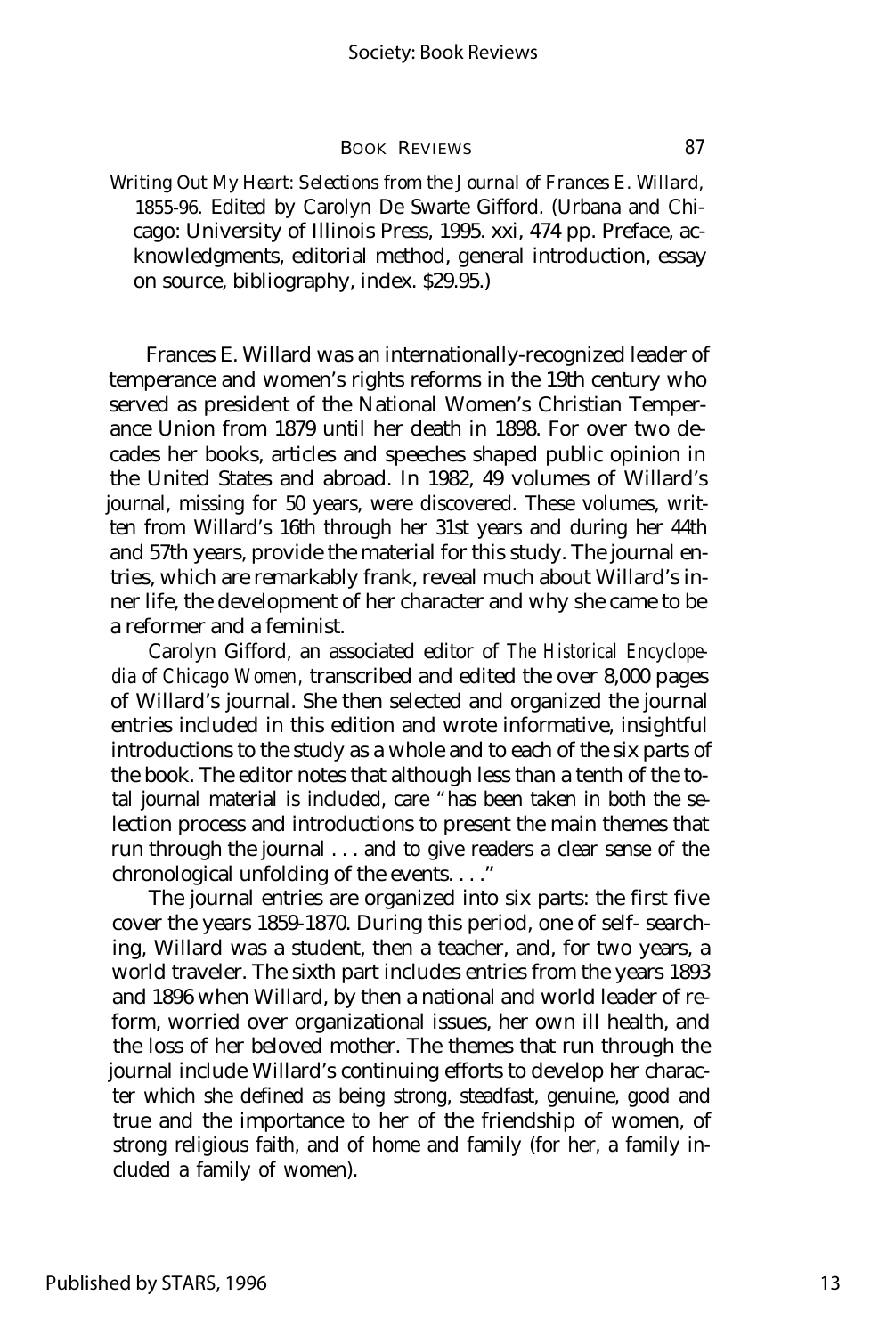*Writing Out My Heart: Selections from the Journal of Frances E. Willard, 1855-96.* Edited by Carolyn De Swarte Gifford. (Urbana and Chicago: University of Illinois Press, 1995. xxi, 474 pp. Preface, acknowledgments, editorial method, general introduction, essay on source, bibliography, index. $29.95.)

Frances E. Willard was an internationally-recognized leader of temperance and women's rights reforms in the 19th century who served as president of the National Women's Christian Temperance Union from 1879 until her death in 1898. For over two decades her books, articles and speeches shaped public opinion in the United States and abroad. In 1982, 49 volumes of Willard's journal, missing for 50 years, were discovered. These volumes, written from Willard's 16th through her 31st years and during her 44th and 57th years, provide the material for this study. The journal entries, which are remarkably frank, reveal much about Willard's inner life, the development of her character and why she came to be a reformer and a feminist.

Carolyn Gifford, an associated editor of *The Historical Encyclopedia of Chicago Women*, transcribed and edited the over 8,000 pages of Willard's journal. She then selected and organized the journal entries included in this edition and wrote informative, insightful introductions to the study as a whole and to each of the six parts of the book. The editor notes that although less than a tenth of the total journal material is included, care "has been taken in both the selection process and introductions to present the main themes that run through the journal . . . and to give readers a clear sense of the chronological unfolding of the events. . . ."

The journal entries are organized into six parts: the first five cover the years 1859-1870. During this period, one of self- searching, Willard was a student, then a teacher, and, for two years, a world traveler. The sixth part includes entries from the years 1893 and 1896 when Willard, by then a national and world leader of reform, worried over organizational issues, her own ill health, and the loss of her beloved mother. The themes that run through the journal include Willard's continuing efforts to develop her character which she defined as being strong, steadfast, genuine, good and true and the importance to her of the friendship of women, of strong religious faith, and of home and family (for her, a family included a family of women).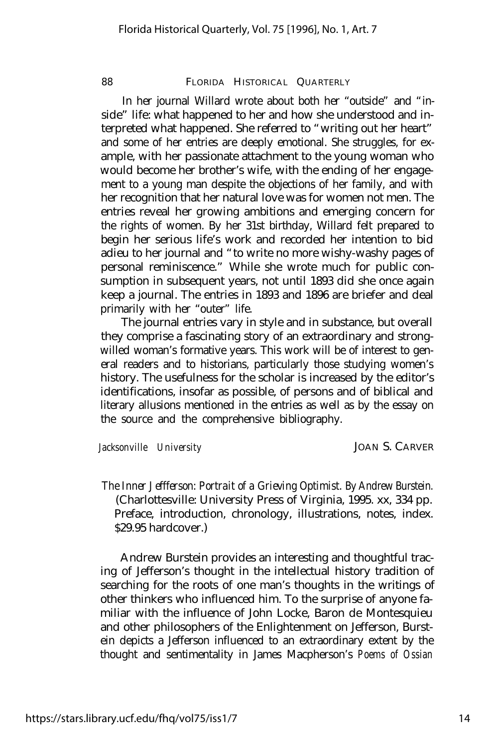In her journal Willard wrote about both her "outside" and "inside" life: what happened to her and how she understood and interpreted what happened. She referred to "writing out her heart" and some of her entries are deeply emotional. She struggles, for example, with her passionate attachment to the young woman who would become her brother's wife, with the ending of her engagement to a young man despite the objections of her family, and with her recognition that her natural love was for women not men. The entries reveal her growing ambitions and emerging concern for the rights of women. By her 31st birthday, Willard felt prepared to begin her serious life's work and recorded her intention to bid adieu to her journal and "to write no more wishy-washy pages of personal reminiscence." While she wrote much for public consumption in subsequent years, not until 1893 did she once again keep a journal. The entries in 1893 and 1896 are briefer and deal primarily with her "outer" life.

The journal entries vary in style and in substance, but overall they comprise a fascinating story of an extraordinary and strong-willed woman's formative years. This work will be of interest to general readers and to historians, particularly those studying women's history. The usefulness for the scholar is increased by the editor's identifications, insofar as possible, of persons and of biblical and literary allusions mentioned in the entries as well as by the essay on the source and the comprehensive bibliography.

*Jacksonville University* JOAN S. CARVER

*The Inner Jeffferson: Portrait of a Grieving Optimist. By Andrew Burstein.* (Charlottesville: University Press of Virginia, 1995. xx, 334 pp. Preface, introduction, chronology, illustrations, notes, index. $29.95 hardcover.)

Andrew Burstein provides an interesting and thoughtful tracing of Jefferson's thought in the intellectual history tradition of searching for the roots of one man's thoughts in the writings of other thinkers who influenced him. To the surprise of anyone familiar with the influence of John Locke, Baron de Montesquieu and other philosophers of the Enlightenment on Jefferson, Burstein depicts a Jefferson influenced to an extraordinary extent by the thought and sentimentality in James Macpherson's *Poems of Ossian*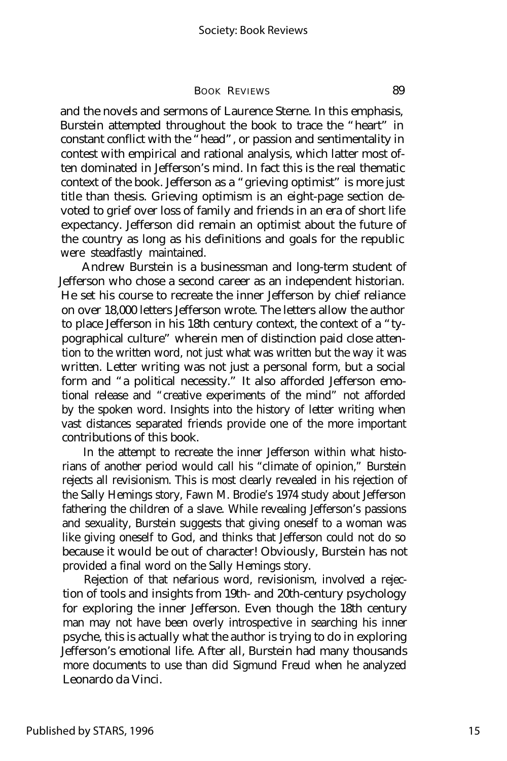and the novels and sermons of Laurence Sterne. In this emphasis, Burstein attempted throughout the book to trace the "heart" in constant conflict with the "head", or passion and sentimentality in contest with empirical and rational analysis, which latter most often dominated in Jefferson's mind. In fact this is the real thematic context of the book. Jefferson as a "grieving optimist" is more just title than thesis. Grieving optimism is an eight-page section devoted to grief over loss of family and friends in an era of short life expectancy. Jefferson did remain an optimist about the future of the country as long as his definitions and goals for the republic were steadfastly maintained.

Andrew Burstein is a businessman and long-term student of Jefferson who chose a second career as an independent historian. He set his course to recreate the inner Jefferson by chief reliance on over 18,000 letters Jefferson wrote. The letters allow the author to place Jefferson in his 18th century context, the context of a "typographical culture" wherein men of distinction paid close attention to the written word, not just what was written but the way it was written. Letter writing was not just a personal form, but a social form and "a political necessity." It also afforded Jefferson emotional release and "creative experiments of the mind" not afforded by the spoken word. Insights into the history of letter writing when vast distances separated friends provide one of the more important contributions of this book.

In the attempt to recreate the inner Jefferson within what historians of another period would call his "climate of opinion," Burstein rejects all revisionism. This is most clearly revealed in his rejection of the Sally Hemings story, Fawn M. Brodie's 1974 study about Jefferson fathering the children of a slave. While revealing Jefferson's passions and sexuality, Burstein suggests that giving oneself to a woman was like giving oneself to God, and thinks that Jefferson could not do so because it would be out of character! Obviously, Burstein has not provided a final word on the Sally Hemings story.

Rejection of that nefarious word, revisionism, involved a rejection of tools and insights from 19th- and 20th-century psychology for exploring the inner Jefferson. Even though the 18th century man may not have been overly introspective in searching his inner psyche, this is actually what the author is trying to do in exploring Jefferson's emotional life. After all, Burstein had many thousands more documents to use than did Sigmund Freud when he analyzed Leonardo da Vinci.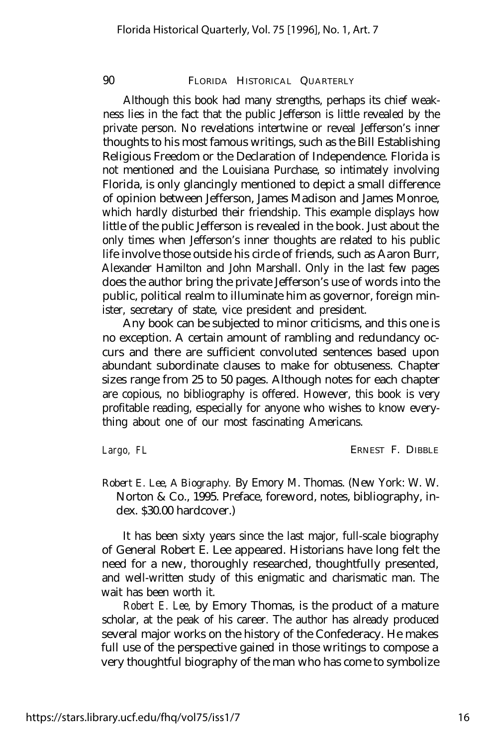Although this book had many strengths, perhaps its chief weakness lies in the fact that the public Jefferson is little revealed by the private person. No revelations intertwine or reveal Jefferson's inner thoughts to his most famous writings, such as the Bill Establishing Religious Freedom or the Declaration of Independence. Florida is not mentioned and the Louisiana Purchase, so intimately involving Florida, is only glancingly mentioned to depict a small difference of opinion between Jefferson, James Madison and James Monroe, which hardly disturbed their friendship. This example displays how little of the public Jefferson is revealed in the book. Just about the only times when Jefferson's inner thoughts are related to his public life involve those outside his circle of friends, such as Aaron Burr, Alexander Hamilton and John Marshall. Only in the last few pages does the author bring the private Jefferson's use of words into the public, political realm to illuminate him as governor, foreign minister, secretary of state, vice president and president.

Any book can be subjected to minor criticisms, and this one is no exception. A certain amount of rambling and redundancy occurs and there are sufficient convoluted sentences based upon abundant subordinate clauses to make for obtuseness. Chapter sizes range from 25 to 50 pages. Although notes for each chapter are copious, no bibliography is offered. However, this book is very profitable reading, especially for anyone who wishes to know everything about one of our most fascinating Americans.

*Largo, FL* ERNEST F. DIBBLE

*Robert E. Lee, A Biography.* By Emory M. Thomas. (New York: W. W. Norton & Co., 1995. Preface, foreword, notes, bibliography, index. $30.00 hardcover.)

It has been sixty years since the last major, full-scale biography of General Robert E. Lee appeared. Historians have long felt the need for a new, thoroughly researched, thoughtfully presented, and well-written study of this enigmatic and charismatic man. The wait has been worth it.

*Robert E. Lee,* by Emory Thomas, is the product of a mature scholar, at the peak of his career. The author has already produced several major works on the history of the Confederacy. He makes full use of the perspective gained in those writings to compose a very thoughtful biography of the man who has come to symbolize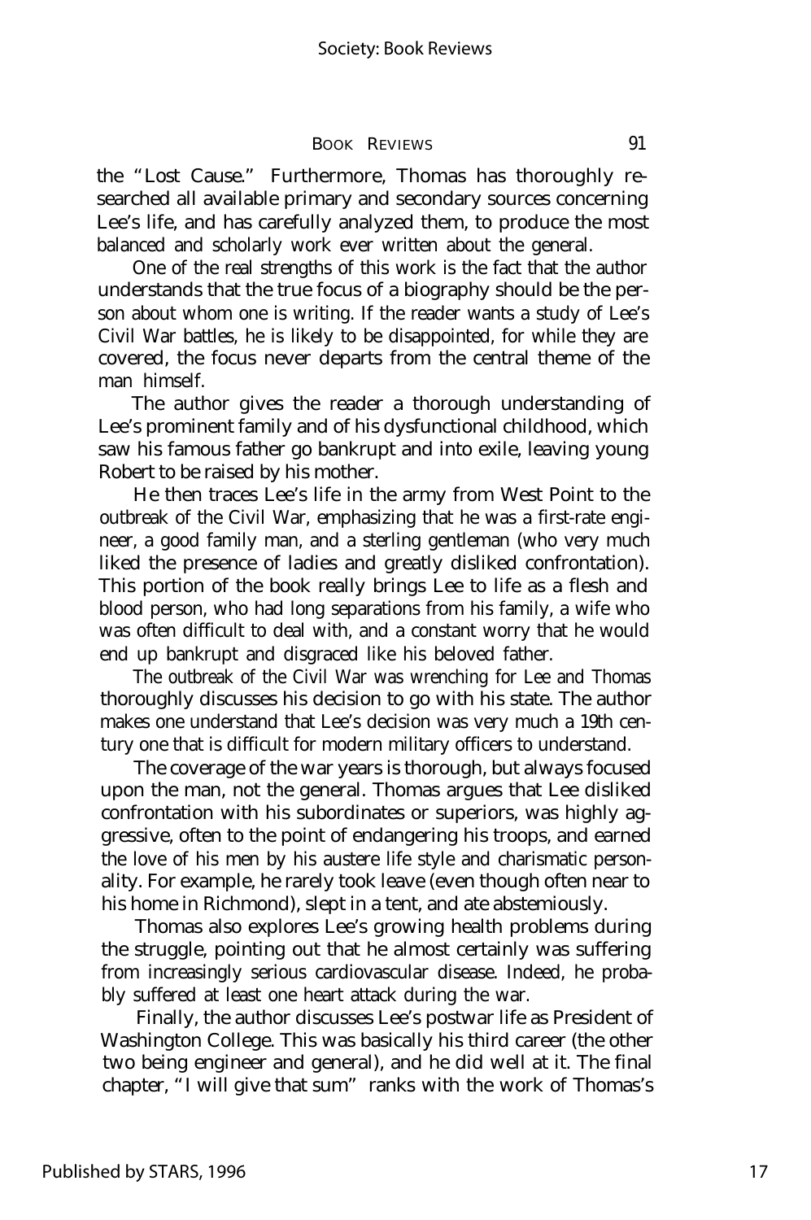the "Lost Cause." Furthermore, Thomas has thoroughly researched all available primary and secondary sources concerning Lee's life, and has carefully analyzed them, to produce the most balanced and scholarly work ever written about the general.

One of the real strengths of this work is the fact that the author understands that the true focus of a biography should be the person about whom one is writing. If the reader wants a study of Lee's Civil War battles, he is likely to be disappointed, for while they are covered, the focus never departs from the central theme of the man himself.

The author gives the reader a thorough understanding of Lee's prominent family and of his dysfunctional childhood, which saw his famous father go bankrupt and into exile, leaving young Robert to be raised by his mother.

He then traces Lee's life in the army from West Point to the outbreak of the Civil War, emphasizing that he was a first-rate engineer, a good family man, and a sterling gentleman (who very much liked the presence of ladies and greatly disliked confrontation). This portion of the book really brings Lee to life as a flesh and blood person, who had long separations from his family, a wife who was often difficult to deal with, and a constant worry that he would end up bankrupt and disgraced like his beloved father.

The outbreak of the Civil War was wrenching for Lee and Thomas thoroughly discusses his decision to go with his state. The author makes one understand that Lee's decision was very much a 19th century one that is difficult for modern military officers to understand.

The coverage of the war years is thorough, but always focused upon the man, not the general. Thomas argues that Lee disliked confrontation with his subordinates or superiors, was highly aggressive, often to the point of endangering his troops, and earned the love of his men by his austere life style and charismatic personality. For example, he rarely took leave (even though often near to his home in Richmond), slept in a tent, and ate abstemiously.

Thomas also explores Lee's growing health problems during the struggle, pointing out that he almost certainly was suffering from increasingly serious cardiovascular disease. Indeed, he probably suffered at least one heart attack during the war.

Finally, the author discusses Lee's postwar life as President of Washington College. This was basically his third career (the other two being engineer and general), and he did well at it. The final chapter, "I will give that sum" ranks with the work of Thomas's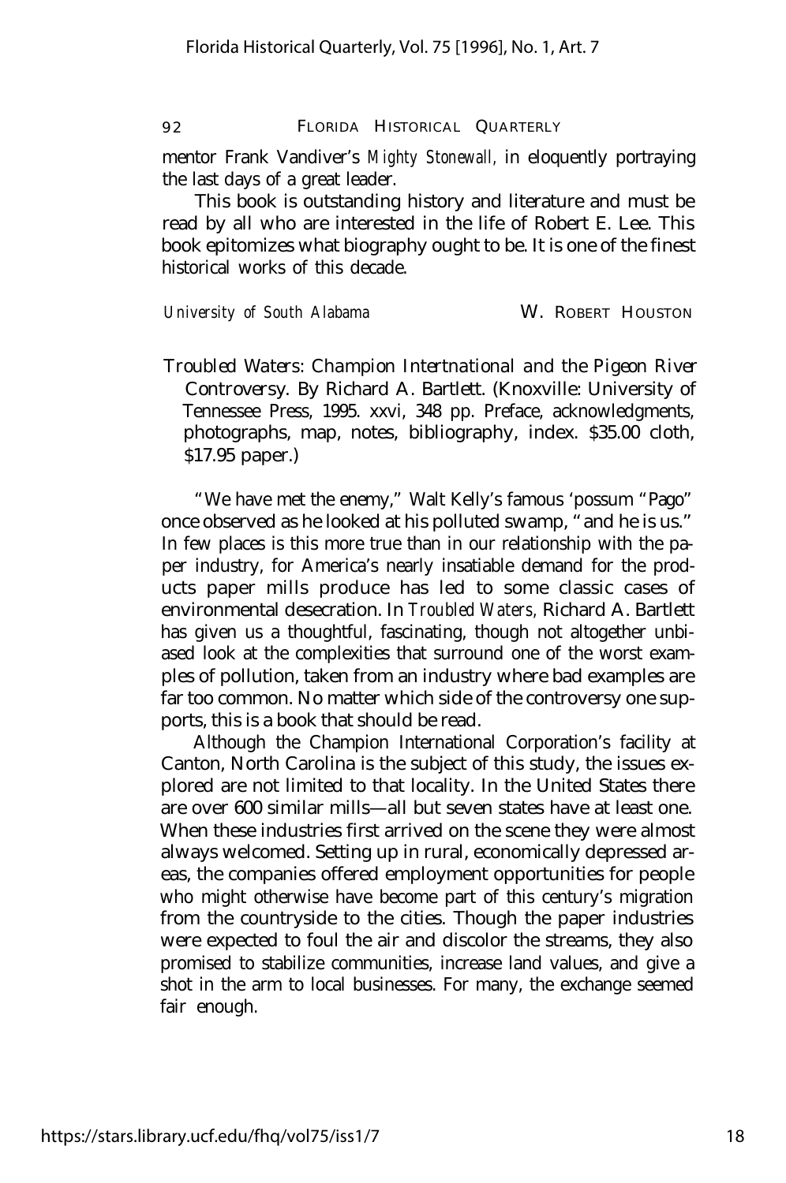mentor Frank Vandiver's *Mighty Stonewall,* in eloquently portraying the last days of a great leader.

This book is outstanding history and literature and must be read by all who are interested in the life of Robert E. Lee. This book epitomizes what biography ought to be. It is one of the finest historical works of this decade.

*University of South Alabama* W. ROBERT HOUSTON

*Troubled Waters: Champion Intertnational and the Pigeon River Controversy.* By Richard A. Bartlett. (Knoxville: University of Tennessee Press, 1995. xxvi, 348 pp. Preface, acknowledgments, photographs, map, notes, bibliography, index. $35.00 cloth, $17.95 paper.)

"We have met the enemy," Walt Kelly's famous 'possum "Pago" once observed as he looked at his polluted swamp, "and he is us." In few places is this more true than in our relationship with the paper industry, for America's nearly insatiable demand for the products paper mills produce has led to some classic cases of environmental desecration. In *Troubled Waters,* Richard A. Bartlett has given us a thoughtful, fascinating, though not altogether unbiased look at the complexities that surround one of the worst examples of pollution, taken from an industry where bad examples are far too common. No matter which side of the controversy one supports, this is a book that should be read.

Although the Champion International Corporation's facility at Canton, North Carolina is the subject of this study, the issues explored are not limited to that locality. In the United States there are over 600 similar mills—all but seven states have at least one. When these industries first arrived on the scene they were almost always welcomed. Setting up in rural, economically depressed areas, the companies offered employment opportunities for people who might otherwise have become part of this century's migration from the countryside to the cities. Though the paper industries were expected to foul the air and discolor the streams, they also promised to stabilize communities, increase land values, and give a shot in the arm to local businesses. For many, the exchange seemed fair enough.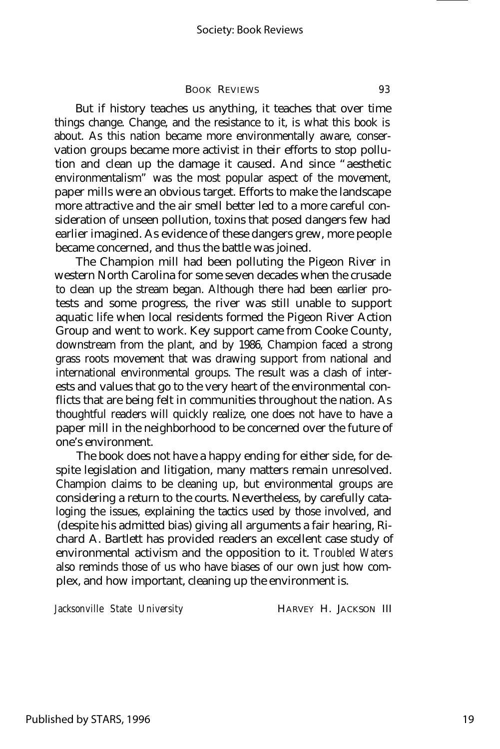But if history teaches us anything, it teaches that over time things change. Change, and the resistance to it, is what this book is about. As this nation became more environmentally aware, conservation groups became more activist in their efforts to stop pollution and clean up the damage it caused. And since "aesthetic environmentalism" was the most popular aspect of the movement, paper mills were an obvious target. Efforts to make the landscape more attractive and the air smell better led to a more careful consideration of unseen pollution, toxins that posed dangers few had earlier imagined. As evidence of these dangers grew, more people became concerned, and thus the battle was joined.

The Champion mill had been polluting the Pigeon River in western North Carolina for some seven decades when the crusade to clean up the stream began. Although there had been earlier protests and some progress, the river was still unable to support aquatic life when local residents formed the Pigeon River Action Group and went to work. Key support came from Cooke County, downstream from the plant, and by 1986, Champion faced a strong grass roots movement that was drawing support from national and international environmental groups. The result was a clash of interests and values that go to the very heart of the environmental conflicts that are being felt in communities throughout the nation. As thoughtful readers will quickly realize, one does not have to have a paper mill in the neighborhood to be concerned over the future of one's environment.

The book does not have a happy ending for either side, for despite legislation and litigation, many matters remain unresolved. Champion claims to be cleaning up, but environmental groups are considering a return to the courts. Nevertheless, by carefully cataloging the issues, explaining the tactics used by those involved, and (despite his admitted bias) giving all arguments a fair hearing, Richard A. Bartlett has provided readers an excellent case study of environmental activism and the opposition to it. *Troubled Waters* also reminds those of us who have biases of our own just how complex, and how important, cleaning up the environment is.

*Jacksonville State University* HARVEY H. JACKSON III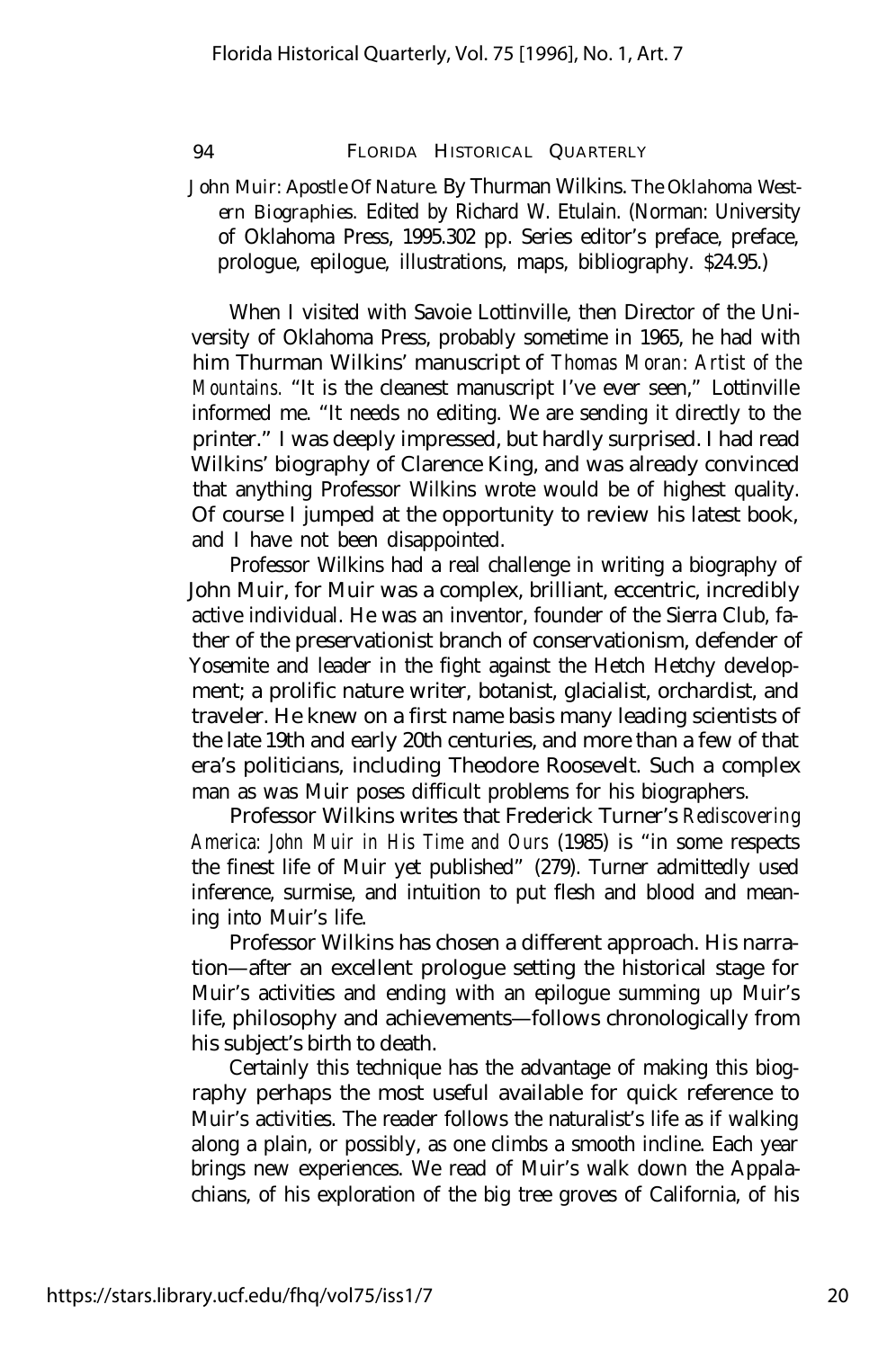*John Muir: Apostle Of Nature.* By Thurman Wilkins. The Oklahoma Western Biographies. Edited by Richard W. Etulain. (Norman: University of Oklahoma Press, 1995.302 pp. Series editor's preface, preface, prologue, epilogue, illustrations, maps, bibliography. $24.95.)

When I visited with Savoie Lottinville, then Director of the University of Oklahoma Press, probably sometime in 1965, he had with him Thurman Wilkins' manuscript of *Thomas Moran: Artist of the Mountains.* "It is the cleanest manuscript I've ever seen," Lottinville informed me. "It needs no editing. We are sending it directly to the printer." I was deeply impressed, but hardly surprised. I had read Wilkins' biography of Clarence King, and was already convinced that anything Professor Wilkins wrote would be of highest quality. Of course I jumped at the opportunity to review his latest book, and I have not been disappointed.

Professor Wilkins had a real challenge in writing a biography of John Muir, for Muir was a complex, brilliant, eccentric, incredibly active individual. He was an inventor, founder of the Sierra Club, father of the preservationist branch of conservationism, defender of Yosemite and leader in the fight against the Hetch Hetchy development; a prolific nature writer, botanist, glacialist, orchardist, and traveler. He knew on a first name basis many leading scientists of the late 19th and early 20th centuries, and more than a few of that era's politicians, including Theodore Roosevelt. Such a complex man as was Muir poses difficult problems for his biographers.

Professor Wilkins writes that Frederick Turner's *Rediscovering America: John Muir in His Time and Ours* (1985) is "in some respects the finest life of Muir yet published" (279). Turner admittedly used inference, surmise, and intuition to put flesh and blood and meaning into Muir's life.

Professor Wilkins has chosen a different approach. His narration—after an excellent prologue setting the historical stage for Muir's activities and ending with an epilogue summing up Muir's life, philosophy and achievements—follows chronologically from his subject's birth to death.

Certainly this technique has the advantage of making this biography perhaps the most useful available for quick reference to Muir's activities. The reader follows the naturalist's life as if walking along a plain, or possibly, as one climbs a smooth incline. Each year brings new experiences. We read of Muir's walk down the Appalachians, of his exploration of the big tree groves of California, of his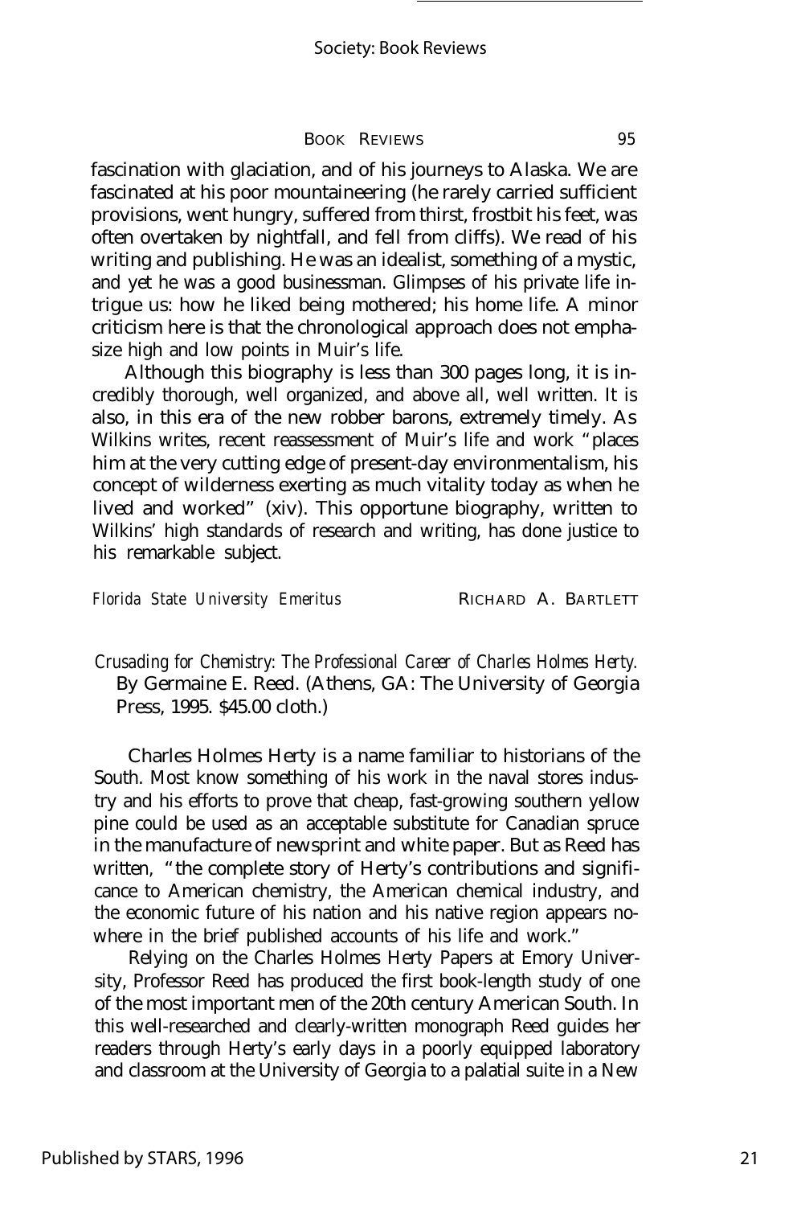fascination with glaciation, and of his journeys to Alaska. We are fascinated at his poor mountaineering (he rarely carried sufficient provisions, went hungry, suffered from thirst, frostbit his feet, was often overtaken by nightfall, and fell from cliffs). We read of his writing and publishing. He was an idealist, something of a mystic, and yet he was a good businessman. Glimpses of his private life intrigue us: how he liked being mothered; his home life. A minor criticism here is that the chronological approach does not emphasize high and low points in Muir's life.

Although this biography is less than 300 pages long, it is incredibly thorough, well organized, and above all, well written. It is also, in this era of the new robber barons, extremely timely. As Wilkins writes, recent reassessment of Muir's life and work "places him at the very cutting edge of present-day environmentalism, his concept of wilderness exerting as much vitality today as when he lived and worked" (xiv). This opportune biography, written to Wilkins' high standards of research and writing, has done justice to his remarkable subject.

*Florida State University Emeritus* RICHARD A. BARTLETT

*Crusading for Chemistry: The Professional Career of Charles Holmes Herty.* By Germaine E. Reed. (Athens, GA: The University of Georgia Press, 1995. $45.00 cloth.)

Charles Holmes Herty is a name familiar to historians of the South. Most know something of his work in the naval stores industry and his efforts to prove that cheap, fast-growing southern yellow pine could be used as an acceptable substitute for Canadian spruce in the manufacture of newsprint and white paper. But as Reed has written, "the complete story of Herty's contributions and significance to American chemistry, the American chemical industry, and the economic future of his nation and his native region appears nowhere in the brief published accounts of his life and work."

Relying on the Charles Holmes Herty Papers at Emory University, Professor Reed has produced the first book-length study of one of the most important men of the 20th century American South. In this well-researched and clearly-written monograph Reed guides her readers through Herty's early days in a poorly equipped laboratory and classroom at the University of Georgia to a palatial suite in a New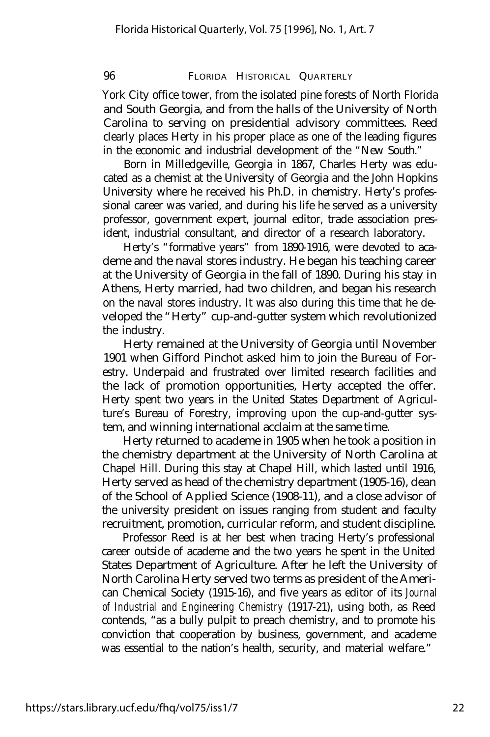York City office tower, from the isolated pine forests of North Florida and South Georgia, and from the halls of the University of North Carolina to serving on presidential advisory committees. Reed clearly places Herty in his proper place as one of the leading figures in the economic and industrial development of the "New South."

Born in Milledgeville, Georgia in 1867, Charles Herty was educated as a chemist at the University of Georgia and the John Hopkins University where he received his Ph.D. in chemistry. Herty's professional career was varied, and during his life he served as a university professor, government expert, journal editor, trade association president, industrial consultant, and director of a research laboratory.

Herty's "formative years" from 1890-1916, were devoted to academe and the naval stores industry. He began his teaching career at the University of Georgia in the fall of 1890. During his stay in Athens, Herty married, had two children, and began his research on the naval stores industry. It was also during this time that he developed the "Herty" cup-and-gutter system which revolutionized the industry.

Herty remained at the University of Georgia until November 1901 when Gifford Pinchot asked him to join the Bureau of Forestry. Underpaid and frustrated over limited research facilities and the lack of promotion opportunities, Herty accepted the offer. Herty spent two years in the United States Department of Agriculture's Bureau of Forestry, improving upon the cup-and-gutter system, and winning international acclaim at the same time.

Herty returned to academe in 1905 when he took a position in the chemistry department at the University of North Carolina at Chapel Hill. During this stay at Chapel Hill, which lasted until 1916, Herty served as head of the chemistry department (1905-16), dean of the School of Applied Science (1908-11), and a close advisor of the university president on issues ranging from student and faculty recruitment, promotion, curricular reform, and student discipline.

Professor Reed is at her best when tracing Herty's professional career outside of academe and the two years he spent in the United States Department of Agriculture. After he left the University of North Carolina Herty served two terms as president of the American Chemical Society (1915-16), and five years as editor of its *Journal of Industrial and Engineering Chemistry* (1917-21), using both, as Reed contends, "as a bully pulpit to preach chemistry, and to promote his conviction that cooperation by business, government, and academe was essential to the nation's health, security, and material welfare."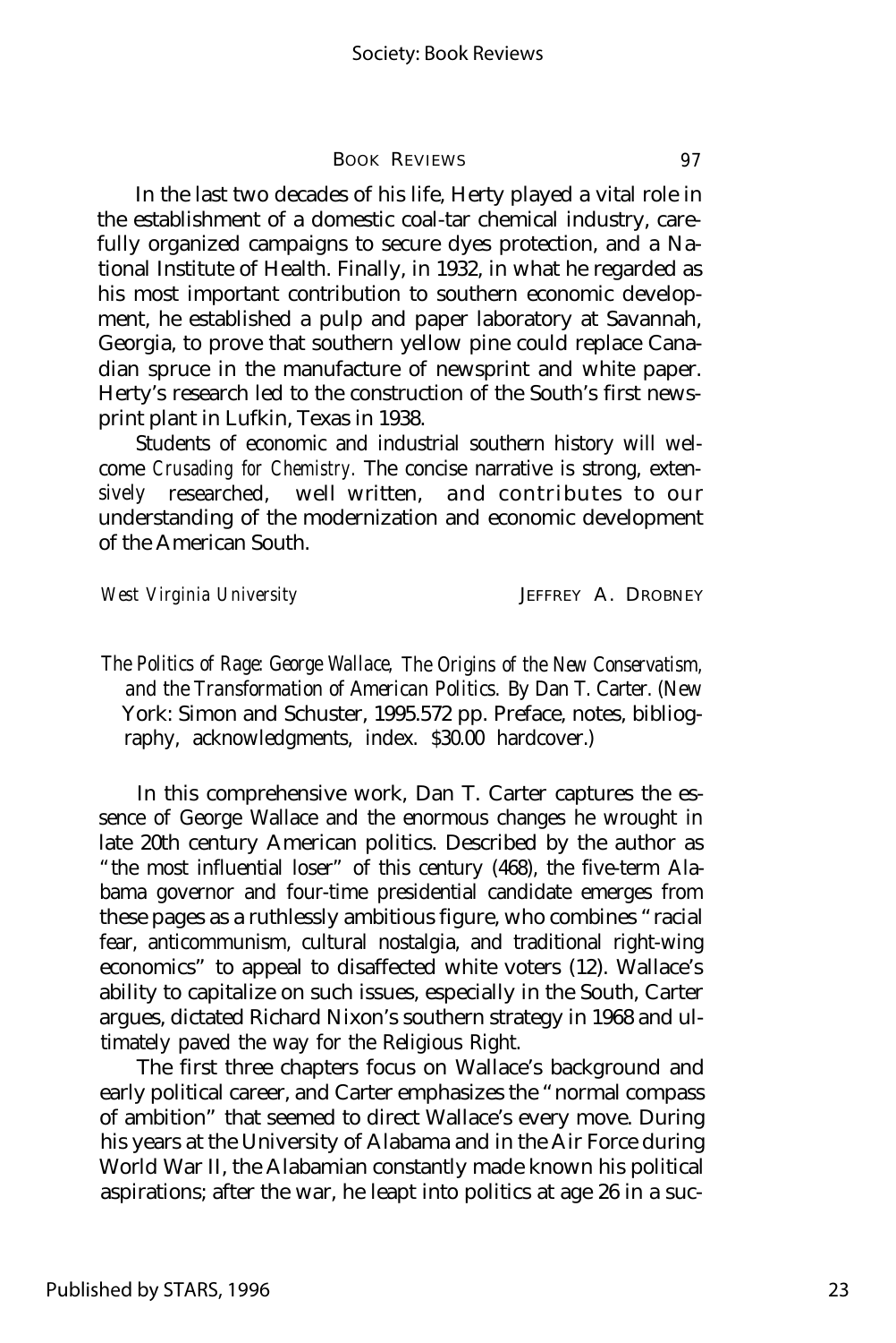In the last two decades of his life, Herty played a vital role in the establishment of a domestic coal-tar chemical industry, carefully organized campaigns to secure dyes protection, and a National Institute of Health. Finally, in 1932, in what he regarded as his most important contribution to southern economic development, he established a pulp and paper laboratory at Savannah, Georgia, to prove that southern yellow pine could replace Canadian spruce in the manufacture of newsprint and white paper. Herty's research led to the construction of the South's first newsprint plant in Lufkin, Texas in 1938.

Students of economic and industrial southern history will welcome *Crusading for Chemistry.* The concise narrative is strong, extensively researched, well written, and contributes to our understanding of the modernization and economic development of the American South.

*West Virginia University* JEFFREY A. DROBNEY

*The Politics of Rage: George Wallace, The Origins of the New Conservatism, and the Transformation of American Politics.* By Dan T. Carter. (New York: Simon and Schuster, 1995.572 pp. Preface, notes, bibliography, acknowledgments, index. $30.00 hardcover.)

In this comprehensive work, Dan T. Carter captures the essence of George Wallace and the enormous changes he wrought in late 20th century American politics. Described by the author as "the most influential loser" of this century (468), the five-term Alabama governor and four-time presidential candidate emerges from these pages as a ruthlessly ambitious figure, who combines "racial fear, anticommunism, cultural nostalgia, and traditional right-wing economics" to appeal to disaffected white voters (12). Wallace's ability to capitalize on such issues, especially in the South, Carter argues, dictated Richard Nixon's southern strategy in 1968 and ultimately paved the way for the Religious Right.

The first three chapters focus on Wallace's background and early political career, and Carter emphasizes the "normal compass of ambition" that seemed to direct Wallace's every move. During his years at the University of Alabama and in the Air Force during World War II, the Alabamian constantly made known his political aspirations; after the war, he leapt into politics at age 26 in a suc-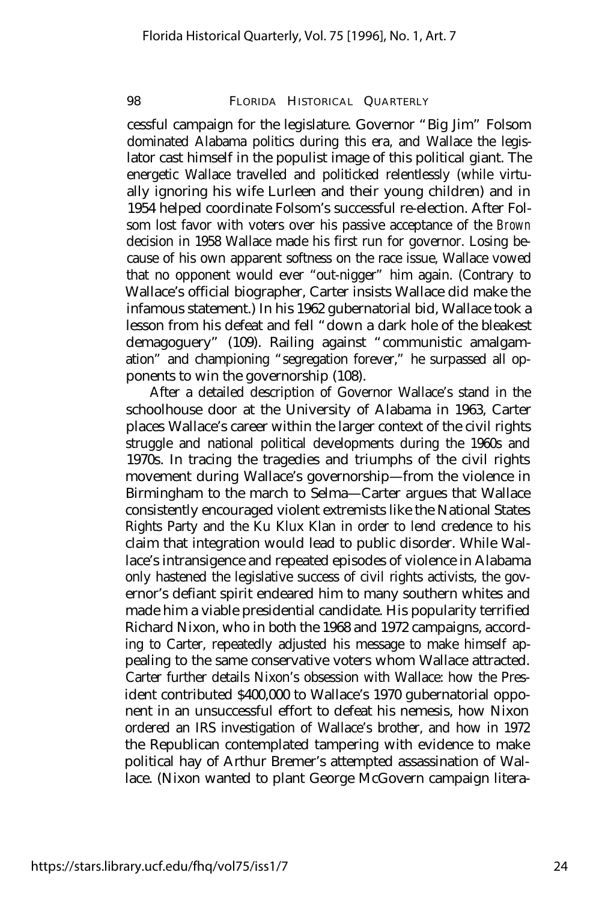cessful campaign for the legislature. Governor "Big Jim" Folsom dominated Alabama politics during this era, and Wallace the legislator cast himself in the populist image of this political giant. The energetic Wallace travelled and politicked relentlessly (while virtually ignoring his wife Lurleen and their young children) and in 1954 helped coordinate Folsom's successful re-election. After Folsom lost favor with voters over his passive acceptance of the *Brown* decision in 1958 Wallace made his first run for governor. Losing because of his own apparent softness on the race issue, Wallace vowed that no opponent would ever "out-nigger" him again. (Contrary to Wallace's official biographer, Carter insists Wallace did make the infamous statement.) In his 1962 gubernatorial bid, Wallace took a lesson from his defeat and fell "down a dark hole of the bleakest demagoguery" (109). Railing against "communistic amalgamation" and championing "segregation forever," he surpassed all opponents to win the governorship (108).

After a detailed description of Governor Wallace's stand in the schoolhouse door at the University of Alabama in 1963, Carter places Wallace's career within the larger context of the civil rights struggle and national political developments during the 1960s and 1970s. In tracing the tragedies and triumphs of the civil rights movement during Wallace's governorship—from the violence in Birmingham to the march to Selma—Carter argues that Wallace consistently encouraged violent extremists like the National States Rights Party and the Ku Klux Klan in order to lend credence to his claim that integration would lead to public disorder. While Wallace's intransigence and repeated episodes of violence in Alabama only hastened the legislative success of civil rights activists, the governor's defiant spirit endeared him to many southern whites and made him a viable presidential candidate. His popularity terrified Richard Nixon, who in both the 1968 and 1972 campaigns, according to Carter, repeatedly adjusted his message to make himself appealing to the same conservative voters whom Wallace attracted. Carter further details Nixon's obsession with Wallace: how the President contributed $400,000 to Wallace's 1970 gubernatorial opponent in an unsuccessful effort to defeat his nemesis, how Nixon ordered an IRS investigation of Wallace's brother, and how in 1972 the Republican contemplated tampering with evidence to make political hay of Arthur Bremer's attempted assassination of Wallace. (Nixon wanted to plant George McGovern campaign litera-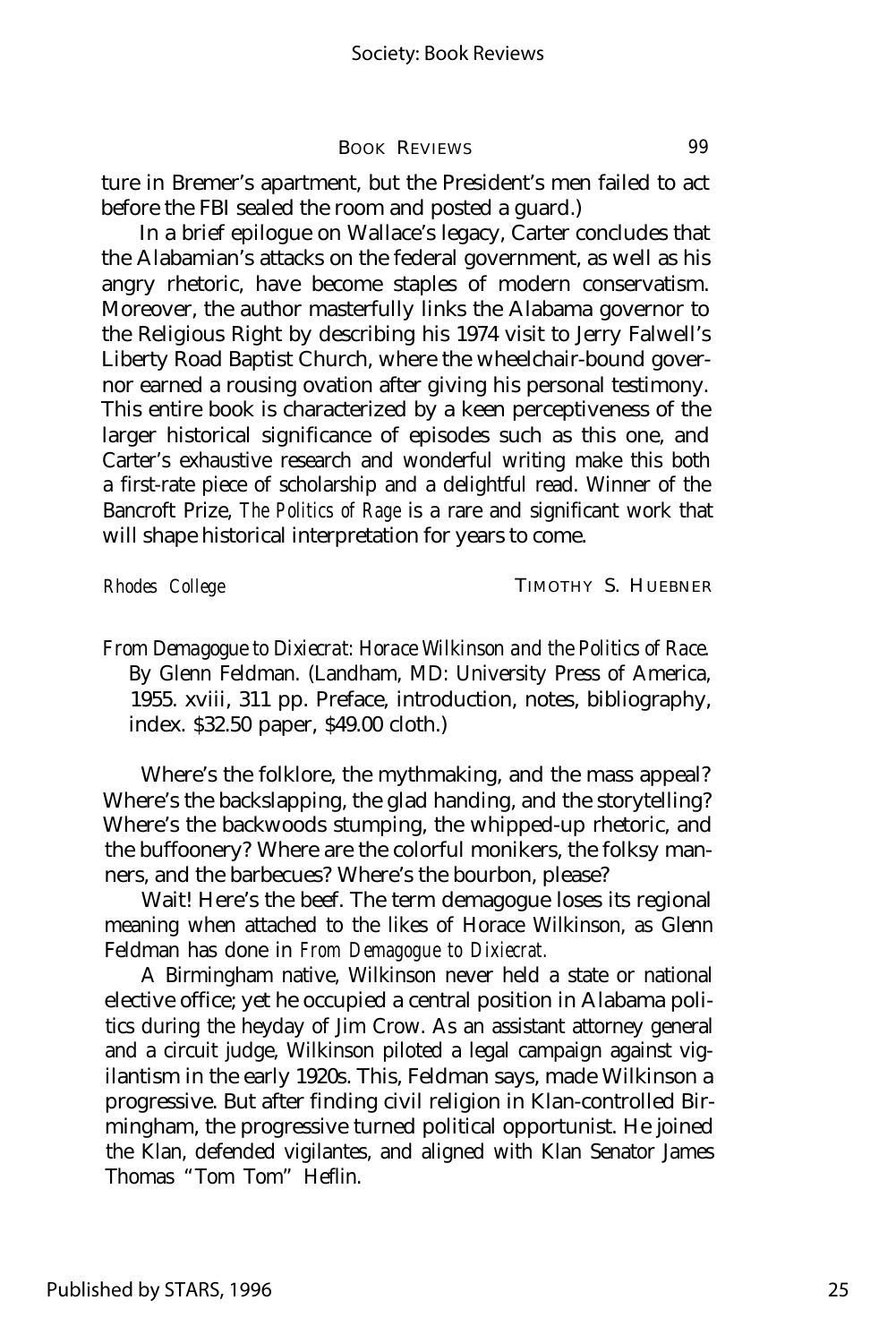ture in Bremer's apartment, but the President's men failed to act before the FBI sealed the room and posted a guard.)

In a brief epilogue on Wallace's legacy, Carter concludes that the Alabamian's attacks on the federal government, as well as his angry rhetoric, have become staples of modern conservatism. Moreover, the author masterfully links the Alabama governor to the Religious Right by describing his 1974 visit to Jerry Falwell's Liberty Road Baptist Church, where the wheelchair-bound governor earned a rousing ovation after giving his personal testimony. This entire book is characterized by a keen perceptiveness of the larger historical significance of episodes such as this one, and Carter's exhaustive research and wonderful writing make this both a first-rate piece of scholarship and a delightful read. Winner of the Bancroft Prize, *The Politics of Rage* is a rare and significant work that will shape historical interpretation for years to come.

*Rhodes College* — TIMOTHY S. HUEBNER

*From Demagogue to Dixiecrat: Horace Wilkinson and the Politics of Race.* By Glenn Feldman. (Landham, MD: University Press of America, 1955. xviii, 311 pp. Preface, introduction, notes, bibliography, index. $32.50 paper, $49.00 cloth.)

Where's the folklore, the mythmaking, and the mass appeal? Where's the backslapping, the glad handing, and the storytelling? Where's the backwoods stumping, the whipped-up rhetoric, and the buffoonery? Where are the colorful monikers, the folksy manners, and the barbecues? Where's the bourbon, please?

Wait! Here's the beef. The term demagogue loses its regional meaning when attached to the likes of Horace Wilkinson, as Glenn Feldman has done in *From Demagogue to Dixiecrat.*

A Birmingham native, Wilkinson never held a state or national elective office; yet he occupied a central position in Alabama politics during the heyday of Jim Crow. As an assistant attorney general and a circuit judge, Wilkinson piloted a legal campaign against vigilantism in the early 1920s. This, Feldman says, made Wilkinson a progressive. But after finding civil religion in Klan-controlled Birmingham, the progressive turned political opportunist. He joined the Klan, defended vigilantes, and aligned with Klan Senator James Thomas "Tom Tom" Heflin.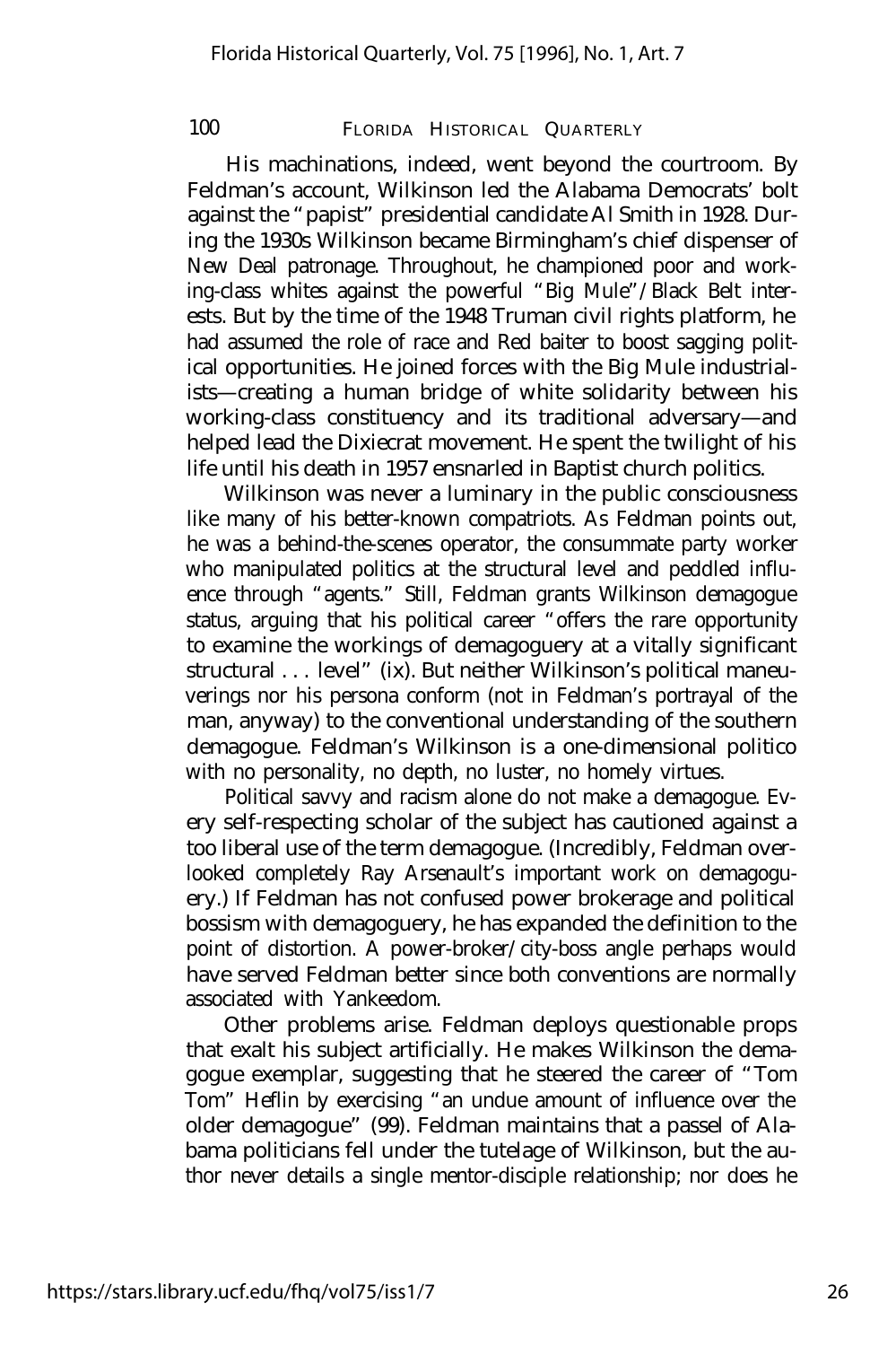His machinations, indeed, went beyond the courtroom. By Feldman's account, Wilkinson led the Alabama Democrats' bolt against the "papist" presidential candidate Al Smith in 1928. During the 1930s Wilkinson became Birmingham's chief dispenser of New Deal patronage. Throughout, he championed poor and working-class whites against the powerful "Big Mule"/Black Belt interests. But by the time of the 1948 Truman civil rights platform, he had assumed the role of race and Red baiter to boost sagging political opportunities. He joined forces with the Big Mule industrialists—creating a human bridge of white solidarity between his working-class constituency and its traditional adversary—and helped lead the Dixiecrat movement. He spent the twilight of his life until his death in 1957 ensnarled in Baptist church politics.

Wilkinson was never a luminary in the public consciousness like many of his better-known compatriots. As Feldman points out, he was a behind-the-scenes operator, the consummate party worker who manipulated politics at the structural level and peddled influence through "agents." Still, Feldman grants Wilkinson demagogue status, arguing that his political career "offers the rare opportunity to examine the workings of demagoguery at a vitally significant structural . . . level" (ix). But neither Wilkinson's political maneuverings nor his persona conform (not in Feldman's portrayal of the man, anyway) to the conventional understanding of the southern demagogue. Feldman's Wilkinson is a one-dimensional politico with no personality, no depth, no luster, no homely virtues.

Political savvy and racism alone do not make a demagogue. Every self-respecting scholar of the subject has cautioned against a too liberal use of the term demagogue. (Incredibly, Feldman overlooked completely Ray Arsenault's important work on demagoguery.) If Feldman has not confused power brokerage and political bossism with demagoguery, he has expanded the definition to the point of distortion. A power-broker/city-boss angle perhaps would have served Feldman better since both conventions are normally associated with Yankeedom.

Other problems arise. Feldman deploys questionable props that exalt his subject artificially. He makes Wilkinson the demagogue exemplar, suggesting that he steered the career of "Tom Tom" Heflin by exercising "an undue amount of influence over the older demagogue" (99). Feldman maintains that a passel of Alabama politicians fell under the tutelage of Wilkinson, but the author never details a single mentor-disciple relationship; nor does he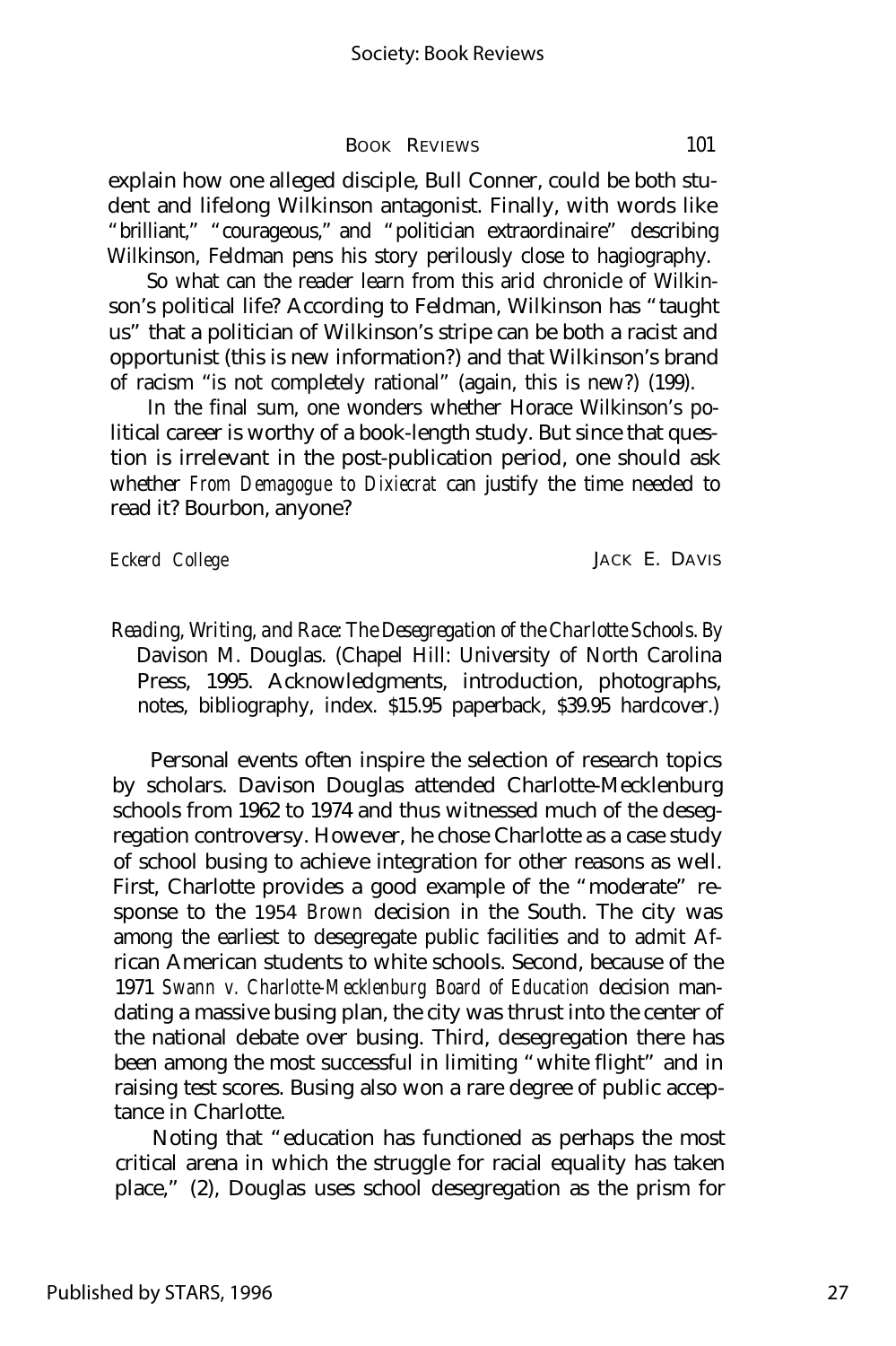explain how one alleged disciple, Bull Conner, could be both student and lifelong Wilkinson antagonist. Finally, with words like "brilliant," "courageous," and "politician extraordinaire" describing Wilkinson, Feldman pens his story perilously close to hagiography.

So what can the reader learn from this arid chronicle of Wilkinson's political life? According to Feldman, Wilkinson has "taught us" that a politician of Wilkinson's stripe can be both a racist and opportunist (this is new information?) and that Wilkinson's brand of racism "is not completely rational" (again, this is new?) (199).

In the final sum, one wonders whether Horace Wilkinson's political career is worthy of a book-length study. But since that question is irrelevant in the post-publication period, one should ask whether *From Demagogue to Dixiecrat* can justify the time needed to read it? Bourbon, anyone?

*Eckerd College* JACK E. DAVIS

*Reading, Writing, and Race: The Desegregation of the Charlotte Schools*. By Davison M. Douglas. (Chapel Hill: University of North Carolina Press, 1995. Acknowledgments, introduction, photographs, notes, bibliography, index. $15.95 paperback, $39.95 hardcover.)

Personal events often inspire the selection of research topics by scholars. Davison Douglas attended Charlotte-Mecklenburg schools from 1962 to 1974 and thus witnessed much of the desegregation controversy. However, he chose Charlotte as a case study of school busing to achieve integration for other reasons as well. First, Charlotte provides a good example of the "moderate" response to the 1954 *Brown* decision in the South. The city was among the earliest to desegregate public facilities and to admit African American students to white schools. Second, because of the 1971 *Swann v. Charlotte-Mecklenburg Board of Education* decision mandating a massive busing plan, the city was thrust into the center of the national debate over busing. Third, desegregation there has been among the most successful in limiting "white flight" and in raising test scores. Busing also won a rare degree of public acceptance in Charlotte.

Noting that "education has functioned as perhaps the most critical arena in which the struggle for racial equality has taken place," (2), Douglas uses school desegregation as the prism for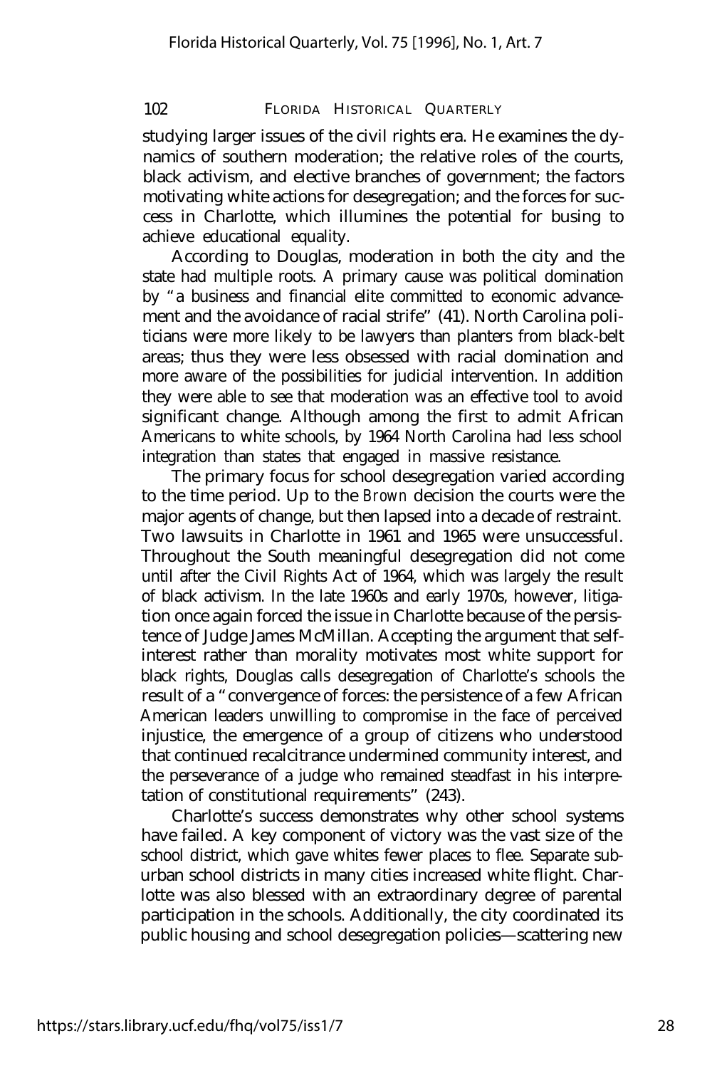studying larger issues of the civil rights era. He examines the dynamics of southern moderation; the relative roles of the courts, black activism, and elective branches of government; the factors motivating white actions for desegregation; and the forces for success in Charlotte, which illumines the potential for busing to achieve educational equality.

According to Douglas, moderation in both the city and the state had multiple roots. A primary cause was political domination by "a business and financial elite committed to economic advancement and the avoidance of racial strife" (41). North Carolina politicians were more likely to be lawyers than planters from black-belt areas; thus they were less obsessed with racial domination and more aware of the possibilities for judicial intervention. In addition they were able to see that moderation was an effective tool to avoid significant change. Although among the first to admit African Americans to white schools, by 1964 North Carolina had less school integration than states that engaged in massive resistance.

The primary focus for school desegregation varied according to the time period. Up to the *Brown* decision the courts were the major agents of change, but then lapsed into a decade of restraint. Two lawsuits in Charlotte in 1961 and 1965 were unsuccessful. Throughout the South meaningful desegregation did not come until after the Civil Rights Act of 1964, which was largely the result of black activism. In the late 1960s and early 1970s, however, litigation once again forced the issue in Charlotte because of the persistence of Judge James McMillan. Accepting the argument that self-interest rather than morality motivates most white support for black rights, Douglas calls desegregation of Charlotte's schools the result of a "convergence of forces: the persistence of a few African American leaders unwilling to compromise in the face of perceived injustice, the emergence of a group of citizens who understood that continued recalcitrance undermined community interest, and the perseverance of a judge who remained steadfast in his interpretation of constitutional requirements" (243).

Charlotte's success demonstrates why other school systems have failed. A key component of victory was the vast size of the school district, which gave whites fewer places to flee. Separate suburban school districts in many cities increased white flight. Charlotte was also blessed with an extraordinary degree of parental participation in the schools. Additionally, the city coordinated its public housing and school desegregation policies—scattering new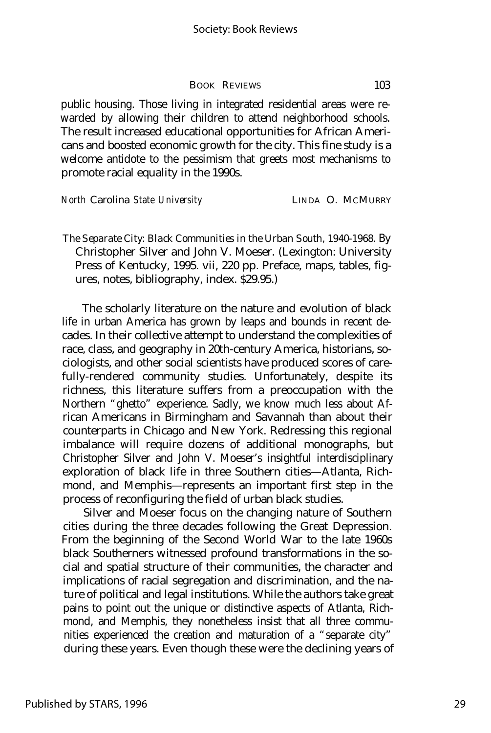public housing. Those living in integrated residential areas were rewarded by allowing their children to attend neighborhood schools. The result increased educational opportunities for African Americans and boosted economic growth for the city. This fine study is a welcome antidote to the pessimism that greets most mechanisms to promote racial equality in the 1990s.

*North Carolina State University* LINDA O. MCMURRY

*The Separate City: Black Communities in the Urban South, 1940-1968.* By Christopher Silver and John V. Moeser. (Lexington: University Press of Kentucky, 1995. vii, 220 pp. Preface, maps, tables, figures, notes, bibliography, index. $29.95.)

The scholarly literature on the nature and evolution of black life in urban America has grown by leaps and bounds in recent decades. In their collective attempt to understand the complexities of race, class, and geography in 20th-century America, historians, sociologists, and other social scientists have produced scores of carefully-rendered community studies. Unfortunately, despite its richness, this literature suffers from a preoccupation with the Northern "ghetto" experience. Sadly, we know much less about African Americans in Birmingham and Savannah than about their counterparts in Chicago and New York. Redressing this regional imbalance will require dozens of additional monographs, but Christopher Silver and John V. Moeser's insightful interdisciplinary exploration of black life in three Southern cities—Atlanta, Richmond, and Memphis—represents an important first step in the process of reconfiguring the field of urban black studies.

Silver and Moeser focus on the changing nature of Southern cities during the three decades following the Great Depression. From the beginning of the Second World War to the late 1960s black Southerners witnessed profound transformations in the social and spatial structure of their communities, the character and implications of racial segregation and discrimination, and the nature of political and legal institutions. While the authors take great pains to point out the unique or distinctive aspects of Atlanta, Richmond, and Memphis, they nonetheless insist that all three communities experienced the creation and maturation of a "separate city" during these years. Even though these were the declining years of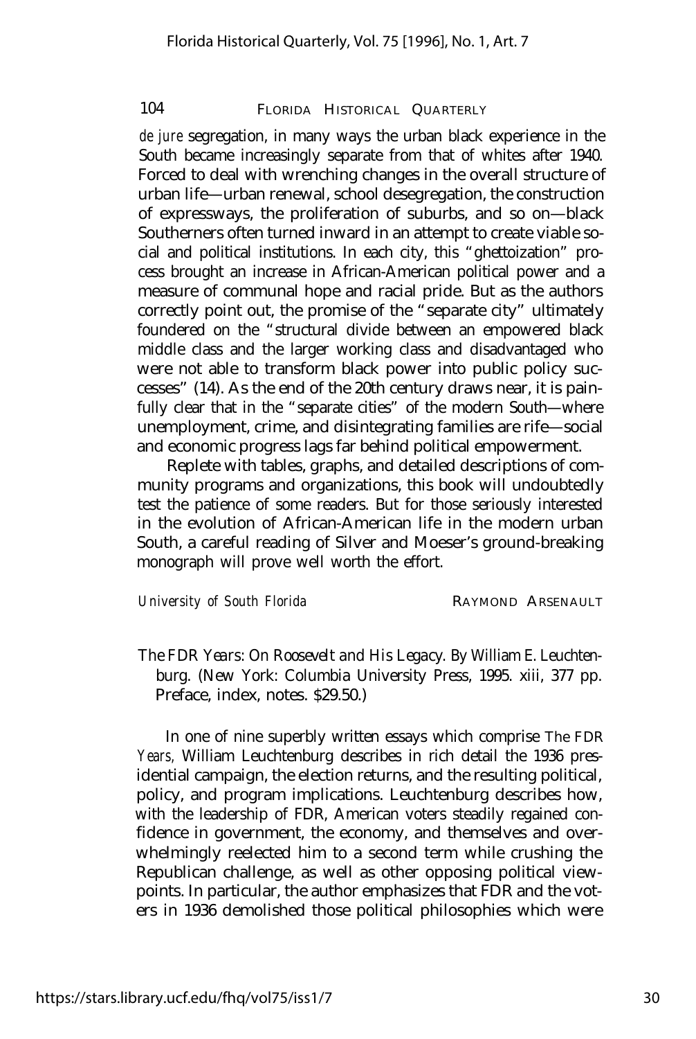*de jure* segregation, in many ways the urban black experience in the South became increasingly separate from that of whites after 1940. Forced to deal with wrenching changes in the overall structure of urban life—urban renewal, school desegregation, the construction of expressways, the proliferation of suburbs, and so on—black Southerners often turned inward in an attempt to create viable social and political institutions. In each city, this "ghettoization" process brought an increase in African-American political power and a measure of communal hope and racial pride. But as the authors correctly point out, the promise of the "separate city" ultimately foundered on the "structural divide between an empowered black middle class and the larger working class and disadvantaged who were not able to transform black power into public policy successes" (14). As the end of the 20th century draws near, it is painfully clear that in the "separate cities" of the modern South—where unemployment, crime, and disintegrating families are rife—social and economic progress lags far behind political empowerment.

Replete with tables, graphs, and detailed descriptions of community programs and organizations, this book will undoubtedly test the patience of some readers. But for those seriously interested in the evolution of African-American life in the modern urban South, a careful reading of Silver and Moeser's ground-breaking monograph will prove well worth the effort.

*University of South Florida* RAYMOND ARSENAULT

*The FDR Years: On Roosevelt and His Legacy.* By William E. Leuchtenburg. (New York: Columbia University Press, 1995. xiii, 377 pp. Preface, index, notes. $29.50.)

In one of nine superbly written essays which comprise *The FDR Years,* William Leuchtenburg describes in rich detail the 1936 presidential campaign, the election returns, and the resulting political, policy, and program implications. Leuchtenburg describes how, with the leadership of FDR, American voters steadily regained confidence in government, the economy, and themselves and overwhelmingly reelected him to a second term while crushing the Republican challenge, as well as other opposing political viewpoints. In particular, the author emphasizes that FDR and the voters in 1936 demolished those political philosophies which were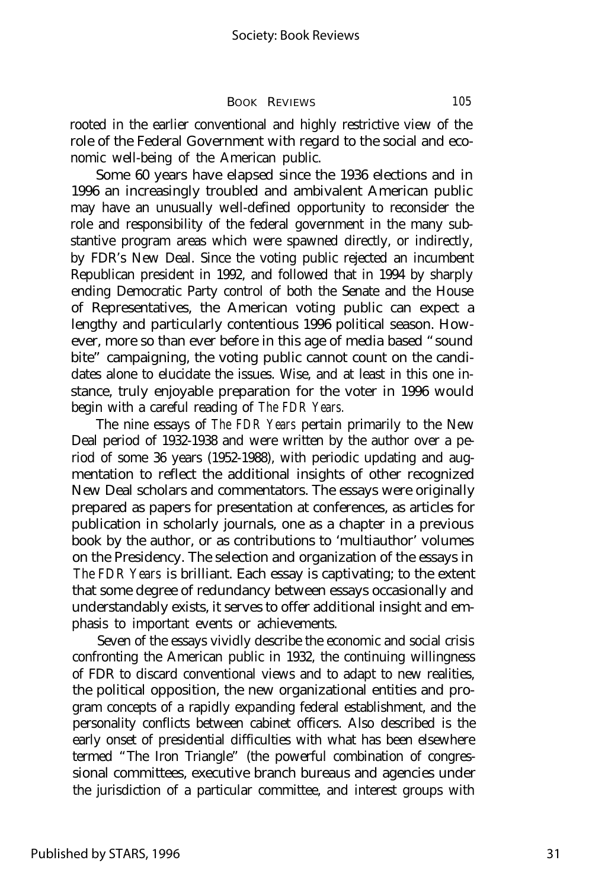rooted in the earlier conventional and highly restrictive view of the role of the Federal Government with regard to the social and economic well-being of the American public.

Some 60 years have elapsed since the 1936 elections and in 1996 an increasingly troubled and ambivalent American public may have an unusually well-defined opportunity to reconsider the role and responsibility of the federal government in the many substantive program areas which were spawned directly, or indirectly, by FDR's New Deal. Since the voting public rejected an incumbent Republican president in 1992, and followed that in 1994 by sharply ending Democratic Party control of both the Senate and the House of Representatives, the American voting public can expect a lengthy and particularly contentious 1996 political season. However, more so than ever before in this age of media based "sound bite" campaigning, the voting public cannot count on the candidates alone to elucidate the issues. Wise, and at least in this one instance, truly enjoyable preparation for the voter in 1996 would begin with a careful reading of *The FDR Years.*

The nine essays of *The FDR Years* pertain primarily to the New Deal period of 1932-1938 and were written by the author over a period of some 36 years (1952-1988), with periodic updating and augmentation to reflect the additional insights of other recognized New Deal scholars and commentators. The essays were originally prepared as papers for presentation at conferences, as articles for publication in scholarly journals, one as a chapter in a previous book by the author, or as contributions to 'multiauthor' volumes on the Presidency. The selection and organization of the essays in *The FDR Years* is brilliant. Each essay is captivating; to the extent that some degree of redundancy between essays occasionally and understandably exists, it serves to offer additional insight and emphasis to important events or achievements.

Seven of the essays vividly describe the economic and social crisis confronting the American public in 1932, the continuing willingness of FDR to discard conventional views and to adapt to new realities, the political opposition, the new organizational entities and program concepts of a rapidly expanding federal establishment, and the personality conflicts between cabinet officers. Also described is the early onset of presidential difficulties with what has been elsewhere termed "The Iron Triangle" (the powerful combination of congressional committees, executive branch bureaus and agencies under the jurisdiction of a particular committee, and interest groups with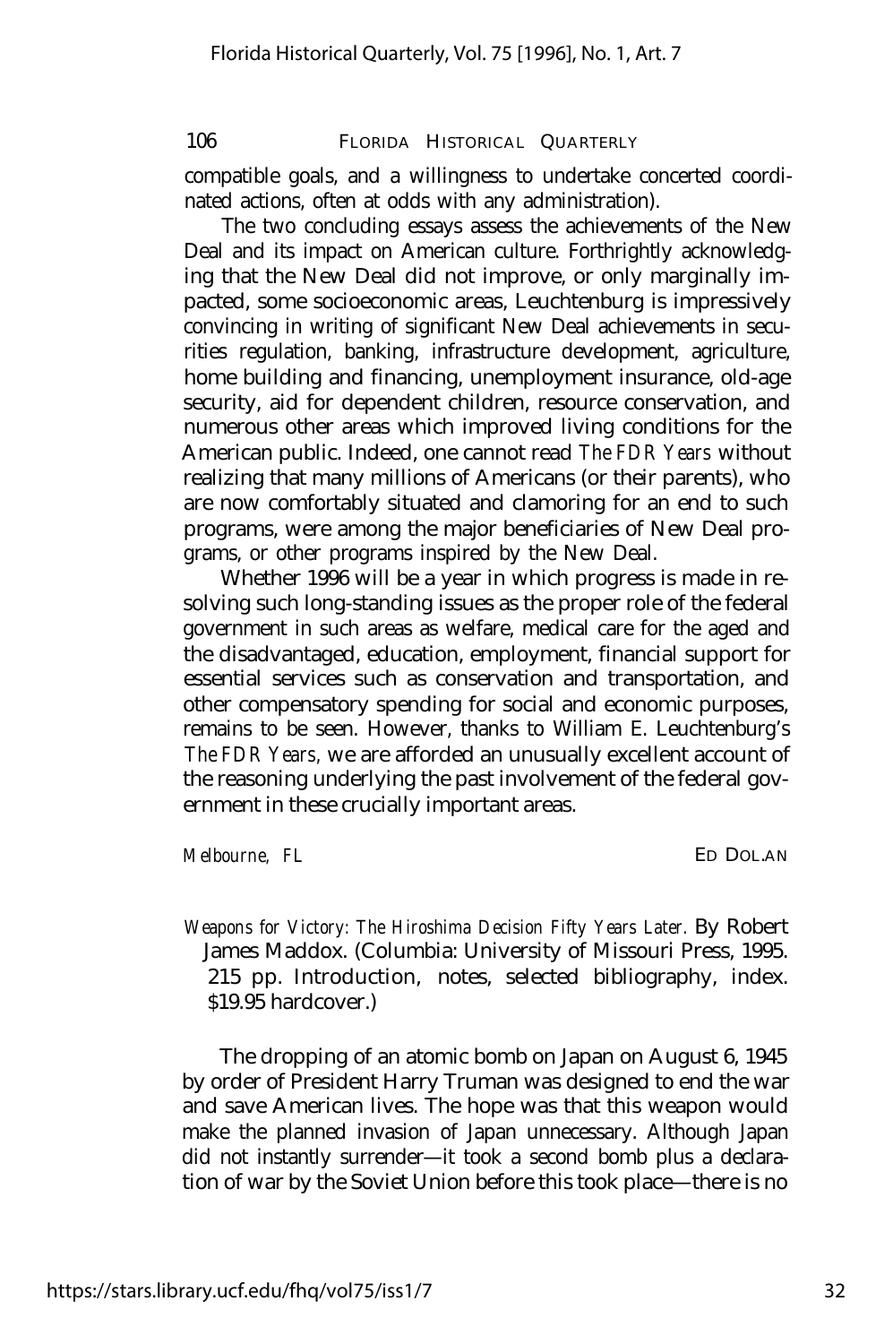compatible goals, and a willingness to undertake concerted coordinated actions, often at odds with any administration).

The two concluding essays assess the achievements of the New Deal and its impact on American culture. Forthrightly acknowledging that the New Deal did not improve, or only marginally impacted, some socioeconomic areas, Leuchtenburg is impressively convincing in writing of significant New Deal achievements in securities regulation, banking, infrastructure development, agriculture, home building and financing, unemployment insurance, old-age security, aid for dependent children, resource conservation, and numerous other areas which improved living conditions for the American public. Indeed, one cannot read *The FDR Years* without realizing that many millions of Americans (or their parents), who are now comfortably situated and clamoring for an end to such programs, were among the major beneficiaries of New Deal programs, or other programs inspired by the New Deal.

Whether 1996 will be a year in which progress is made in resolving such long-standing issues as the proper role of the federal government in such areas as welfare, medical care for the aged and the disadvantaged, education, employment, financial support for essential services such as conservation and transportation, and other compensatory spending for social and economic purposes, remains to be seen. However, thanks to William E. Leuchtenburg's *The FDR Years,* we are afforded an unusually excellent account of the reasoning underlying the past involvement of the federal government in these crucially important areas.

*Melbourne, FL* ED DOLAN

*Weapons for Victory: The Hiroshima Decision Fifty Years Later.* By Robert James Maddox. (Columbia: University of Missouri Press, 1995. 215 pp. Introduction, notes, selected bibliography, index. $19.95 hardcover.)

The dropping of an atomic bomb on Japan on August 6, 1945 by order of President Harry Truman was designed to end the war and save American lives. The hope was that this weapon would make the planned invasion of Japan unnecessary. Although Japan did not instantly surrender—it took a second bomb plus a declaration of war by the Soviet Union before this took place—there is no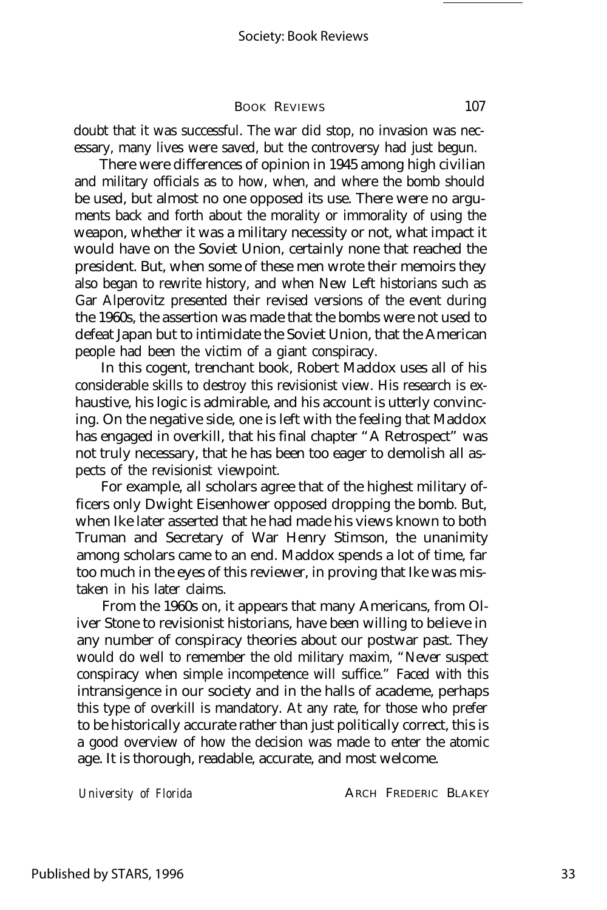doubt that it was successful. The war did stop, no invasion was necessary, many lives were saved, but the controversy had just begun.

There were differences of opinion in 1945 among high civilian and military officials as to how, when, and where the bomb should be used, but almost no one opposed its use. There were no arguments back and forth about the morality or immorality of using the weapon, whether it was a military necessity or not, what impact it would have on the Soviet Union, certainly none that reached the president. But, when some of these men wrote their memoirs they also began to rewrite history, and when New Left historians such as Gar Alperovitz presented their revised versions of the event during the 1960s, the assertion was made that the bombs were not used to defeat Japan but to intimidate the Soviet Union, that the American people had been the victim of a giant conspiracy.

In this cogent, trenchant book, Robert Maddox uses all of his considerable skills to destroy this revisionist view. His research is exhaustive, his logic is admirable, and his account is utterly convincing. On the negative side, one is left with the feeling that Maddox has engaged in overkill, that his final chapter "A Retrospect" was not truly necessary, that he has been too eager to demolish all aspects of the revisionist viewpoint.

For example, all scholars agree that of the highest military officers only Dwight Eisenhower opposed dropping the bomb. But, when Ike later asserted that he had made his views known to both Truman and Secretary of War Henry Stimson, the unanimity among scholars came to an end. Maddox spends a lot of time, far too much in the eyes of this reviewer, in proving that Ike was mistaken in his later claims.

From the 1960s on, it appears that many Americans, from Oliver Stone to revisionist historians, have been willing to believe in any number of conspiracy theories about our postwar past. They would do well to remember the old military maxim, "Never suspect conspiracy when simple incompetence will suffice." Faced with this intransigence in our society and in the halls of academe, perhaps this type of overkill is mandatory. At any rate, for those who prefer to be historically accurate rather than just politically correct, this is a good overview of how the decision was made to enter the atomic age. It is thorough, readable, accurate, and most welcome.

*University of Florida* — ARCH FREDERIC BLAKEY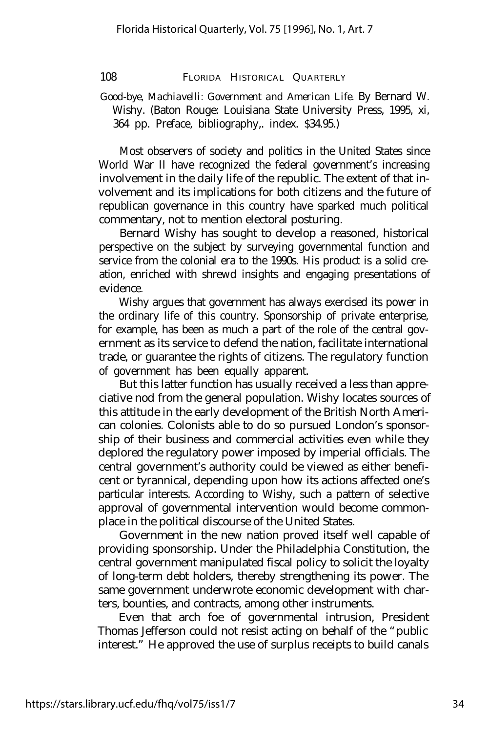*Good-bye, Machiavelli: Government and American Life*. By Bernard W. Wishy. (Baton Rouge: Louisiana State University Press, 1995, xi, 364 pp. Preface, bibliography,. index. $34.95.)

Most observers of society and politics in the United States since World War II have recognized the federal government's increasing involvement in the daily life of the republic. The extent of that involvement and its implications for both citizens and the future of republican governance in this country have sparked much political commentary, not to mention electoral posturing.

Bernard Wishy has sought to develop a reasoned, historical perspective on the subject by surveying governmental function and service from the colonial era to the 1990s. His product is a solid creation, enriched with shrewd insights and engaging presentations of evidence.

Wishy argues that government has always exercised its power in the ordinary life of this country. Sponsorship of private enterprise, for example, has been as much a part of the role of the central government as its service to defend the nation, facilitate international trade, or guarantee the rights of citizens. The regulatory function of government has been equally apparent.

But this latter function has usually received a less than appreciative nod from the general population. Wishy locates sources of this attitude in the early development of the British North American colonies. Colonists able to do so pursued London's sponsorship of their business and commercial activities even while they deplored the regulatory power imposed by imperial officials. The central government's authority could be viewed as either beneficent or tyrannical, depending upon how its actions affected one's particular interests. According to Wishy, such a pattern of selective approval of governmental intervention would become commonplace in the political discourse of the United States.

Government in the new nation proved itself well capable of providing sponsorship. Under the Philadelphia Constitution, the central government manipulated fiscal policy to solicit the loyalty of long-term debt holders, thereby strengthening its power. The same government underwrote economic development with charters, bounties, and contracts, among other instruments.

Even that arch foe of governmental intrusion, President Thomas Jefferson could not resist acting on behalf of the "public interest." He approved the use of surplus receipts to build canals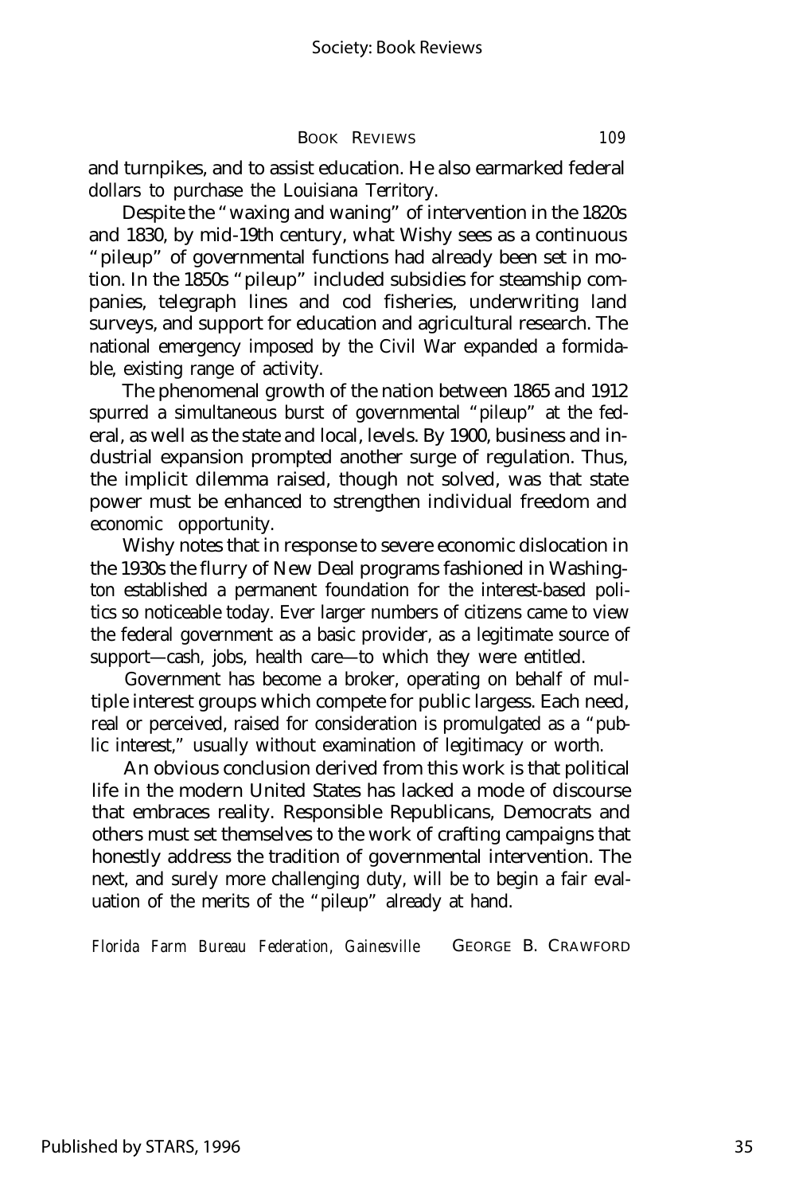and turnpikes, and to assist education. He also earmarked federal dollars to purchase the Louisiana Territory.

Despite the "waxing and waning" of intervention in the 1820s and 1830, by mid-19th century, what Wishy sees as a continuous "pileup" of governmental functions had already been set in motion. In the 1850s "pileup" included subsidies for steamship companies, telegraph lines and cod fisheries, underwriting land surveys, and support for education and agricultural research. The national emergency imposed by the Civil War expanded a formidable, existing range of activity.

The phenomenal growth of the nation between 1865 and 1912 spurred a simultaneous burst of governmental "pileup" at the federal, as well as the state and local, levels. By 1900, business and industrial expansion prompted another surge of regulation. Thus, the implicit dilemma raised, though not solved, was that state power must be enhanced to strengthen individual freedom and economic opportunity.

Wishy notes that in response to severe economic dislocation in the 1930s the flurry of New Deal programs fashioned in Washington established a permanent foundation for the interest-based politics so noticeable today. Ever larger numbers of citizens came to view the federal government as a basic provider, as a legitimate source of support—cash, jobs, health care—to which they were entitled.

Government has become a broker, operating on behalf of multiple interest groups which compete for public largess. Each need, real or perceived, raised for consideration is promulgated as a "public interest," usually without examination of legitimacy or worth.

An obvious conclusion derived from this work is that political life in the modern United States has lacked a mode of discourse that embraces reality. Responsible Republicans, Democrats and others must set themselves to the work of crafting campaigns that honestly address the tradition of governmental intervention. The next, and surely more challenging duty, will be to begin a fair evaluation of the merits of the "pileup" already at hand.

*Florida Farm Bureau Federation, Gainesville* GEORGE B. CRAWFORD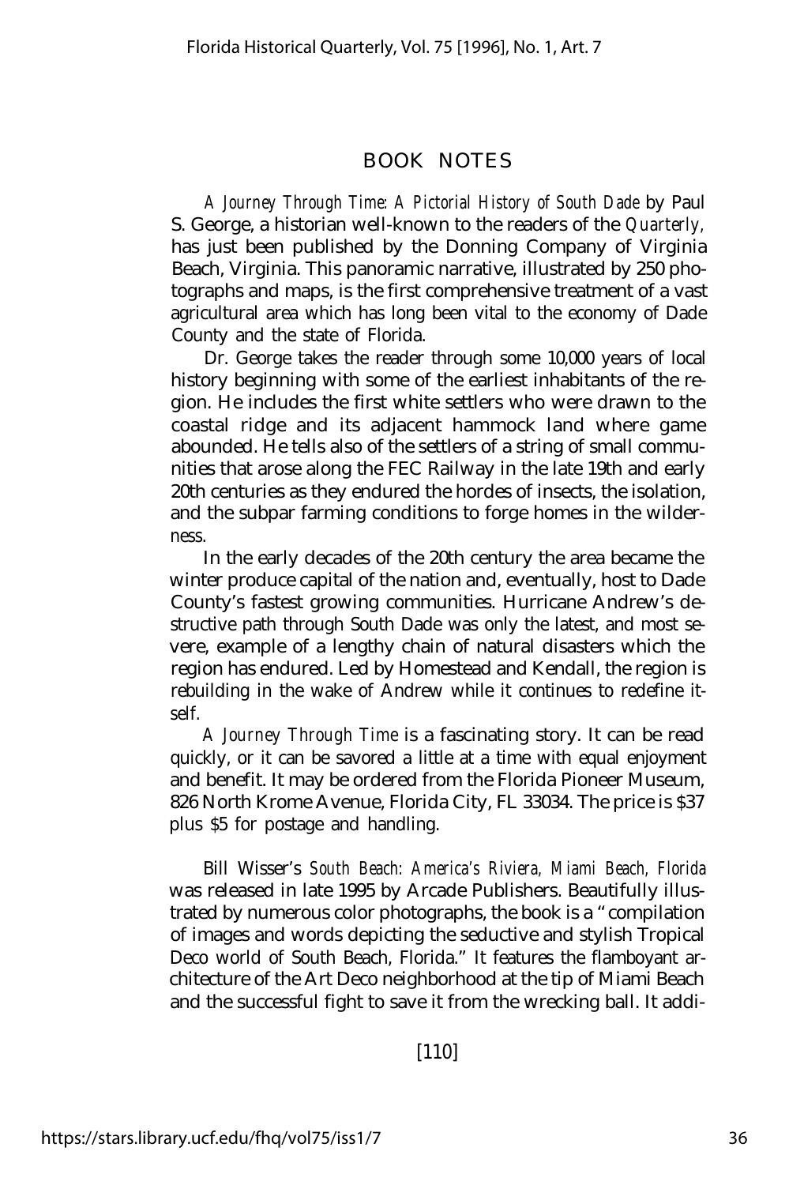## BOOK NOTES

*A Journey Through Time: A Pictorial History of South Dade* by Paul S. George, a historian well-known to the readers of the *Quarterly,* has just been published by the Donning Company of Virginia Beach, Virginia. This panoramic narrative, illustrated by 250 photographs and maps, is the first comprehensive treatment of a vast agricultural area which has long been vital to the economy of Dade County and the state of Florida.

Dr. George takes the reader through some 10,000 years of local history beginning with some of the earliest inhabitants of the region. He includes the first white settlers who were drawn to the coastal ridge and its adjacent hammock land where game abounded. He tells also of the settlers of a string of small communities that arose along the FEC Railway in the late 19th and early 20th centuries as they endured the hordes of insects, the isolation, and the subpar farming conditions to forge homes in the wilderness.

In the early decades of the 20th century the area became the winter produce capital of the nation and, eventually, host to Dade County's fastest growing communities. Hurricane Andrew's destructive path through South Dade was only the latest, and most severe, example of a lengthy chain of natural disasters which the region has endured. Led by Homestead and Kendall, the region is rebuilding in the wake of Andrew while it continues to redefine itself.

*A Journey Through Time* is a fascinating story. It can be read quickly, or it can be savored a little at a time with equal enjoyment and benefit. It may be ordered from the Florida Pioneer Museum, 826 North Krome Avenue, Florida City, FL 33034. The price is $37 plus $5 for postage and handling.

Bill Wisser's *South Beach: America's Riviera, Miami Beach, Florida* was released in late 1995 by Arcade Publishers. Beautifully illustrated by numerous color photographs, the book is a "compilation of images and words depicting the seductive and stylish Tropical Deco world of South Beach, Florida." It features the flamboyant architecture of the Art Deco neighborhood at the tip of Miami Beach and the successful fight to save it from the wrecking ball. It addi-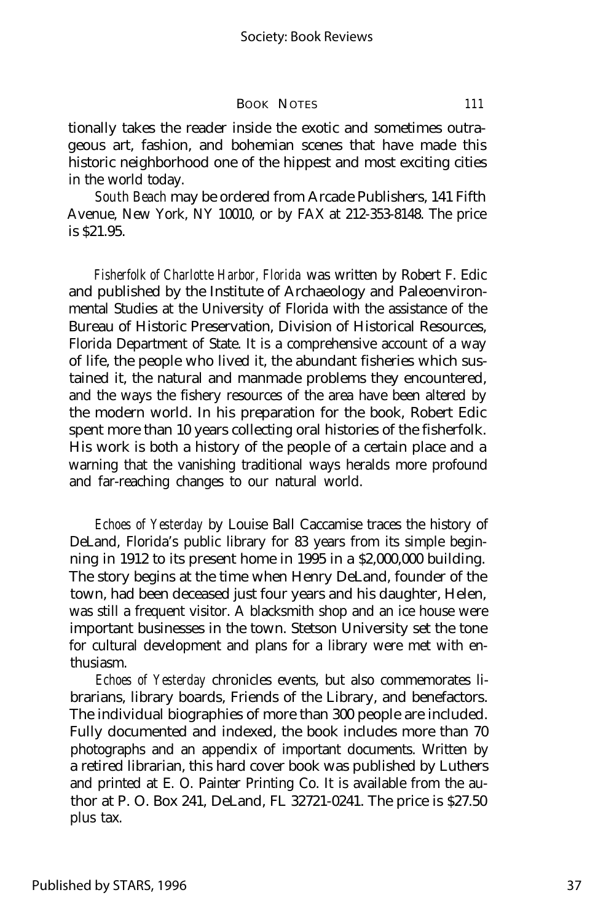tionally takes the reader inside the exotic and sometimes outrageous art, fashion, and bohemian scenes that have made this historic neighborhood one of the hippest and most exciting cities in the world today.

*South Beach* may be ordered from Arcade Publishers, 141 Fifth Avenue, New York, NY 10010, or by FAX at 212-353-8148. The price is $21.95.

*Fisherfolk of Charlotte Harbor, Florida* was written by Robert F. Edic and published by the Institute of Archaeology and Paleoenvironmental Studies at the University of Florida with the assistance of the Bureau of Historic Preservation, Division of Historical Resources, Florida Department of State. It is a comprehensive account of a way of life, the people who lived it, the abundant fisheries which sustained it, the natural and manmade problems they encountered, and the ways the fishery resources of the area have been altered by the modern world. In his preparation for the book, Robert Edic spent more than 10 years collecting oral histories of the fisherfolk. His work is both a history of the people of a certain place and a warning that the vanishing traditional ways heralds more profound and far-reaching changes to our natural world.

*Echoes of Yesterday* by Louise Ball Caccamise traces the history of DeLand, Florida's public library for 83 years from its simple beginning in 1912 to its present home in 1995 in a $2,000,000 building. The story begins at the time when Henry DeLand, founder of the town, had been deceased just four years and his daughter, Helen, was still a frequent visitor. A blacksmith shop and an ice house were important businesses in the town. Stetson University set the tone for cultural development and plans for a library were met with enthusiasm.

*Echoes of Yesterday* chronicles events, but also commemorates librarians, library boards, Friends of the Library, and benefactors. The individual biographies of more than 300 people are included. Fully documented and indexed, the book includes more than 70 photographs and an appendix of important documents. Written by a retired librarian, this hard cover book was published by Luthers and printed at E. O. Painter Printing Co. It is available from the author at P. O. Box 241, DeLand, FL 32721-0241. The price is $27.50 plus tax.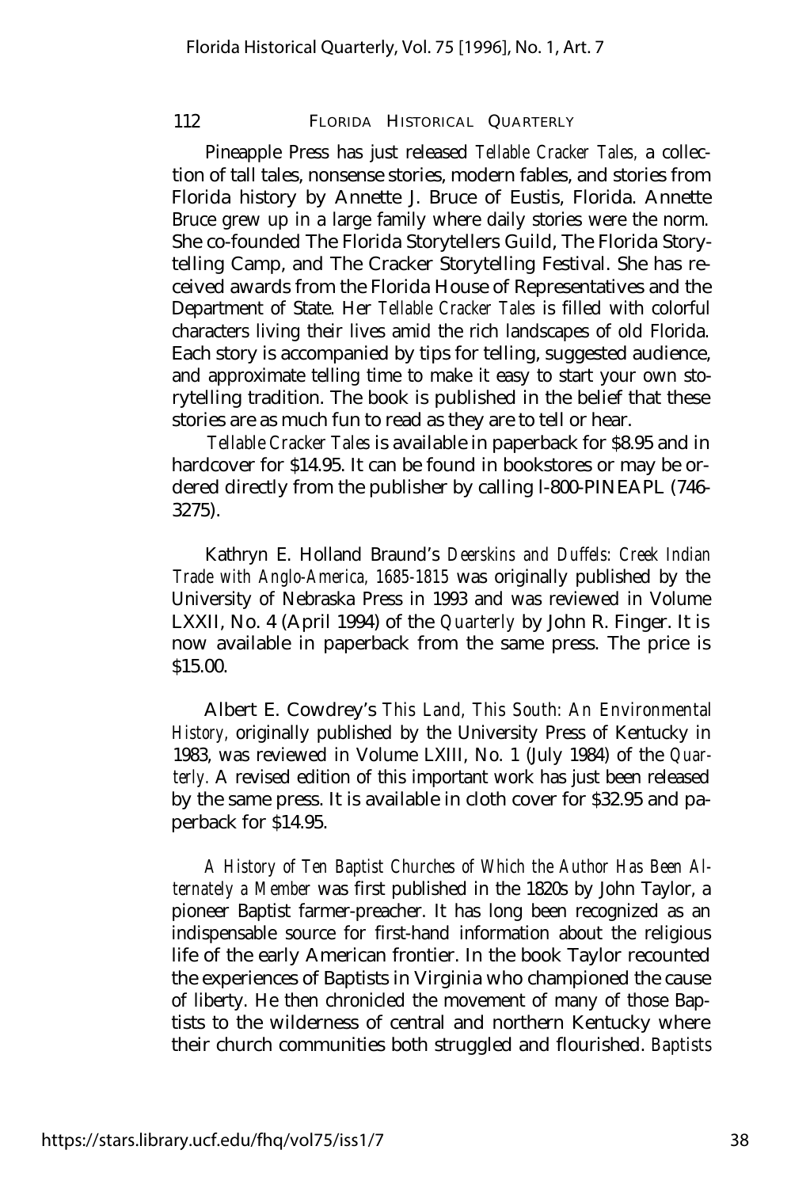Pineapple Press has just released *Tellable Cracker Tales,* a collection of tall tales, nonsense stories, modern fables, and stories from Florida history by Annette J. Bruce of Eustis, Florida. Annette Bruce grew up in a large family where daily stories were the norm. She co-founded The Florida Storytellers Guild, The Florida Storytelling Camp, and The Cracker Storytelling Festival. She has received awards from the Florida House of Representatives and the Department of State. Her *Tellable Cracker Tales* is filled with colorful characters living their lives amid the rich landscapes of old Florida. Each story is accompanied by tips for telling, suggested audience, and approximate telling time to make it easy to start your own storytelling tradition. The book is published in the belief that these stories are as much fun to read as they are to tell or hear.

*Tellable Cracker Tales* is available in paperback for $8.95 and in hardcover for $14.95. It can be found in bookstores or may be ordered directly from the publisher by calling l-800-PINEAPL (746-3275).

Kathryn E. Holland Braund's *Deerskins and Duffels: Creek Indian Trade with Anglo-America, 1685-1815* was originally published by the University of Nebraska Press in 1993 and was reviewed in Volume LXXII, No. 4 (April 1994) of the *Quarterly* by John R. Finger. It is now available in paperback from the same press. The price is $15.00.

Albert E. Cowdrey's *This Land, This South: An Environmental History,* originally published by the University Press of Kentucky in 1983, was reviewed in Volume LXIII, No. 1 (July 1984) of the *Quarterly.* A revised edition of this important work has just been released by the same press. It is available in cloth cover for $32.95 and paperback for $14.95.

*A History of Ten Baptist Churches of Which the Author Has Been Alternately a Member* was first published in the 1820s by John Taylor, a pioneer Baptist farmer-preacher. It has long been recognized as an indispensable source for first-hand information about the religious life of the early American frontier. In the book Taylor recounted the experiences of Baptists in Virginia who championed the cause of liberty. He then chronicled the movement of many of those Baptists to the wilderness of central and northern Kentucky where their church communities both struggled and flourished. *Baptists*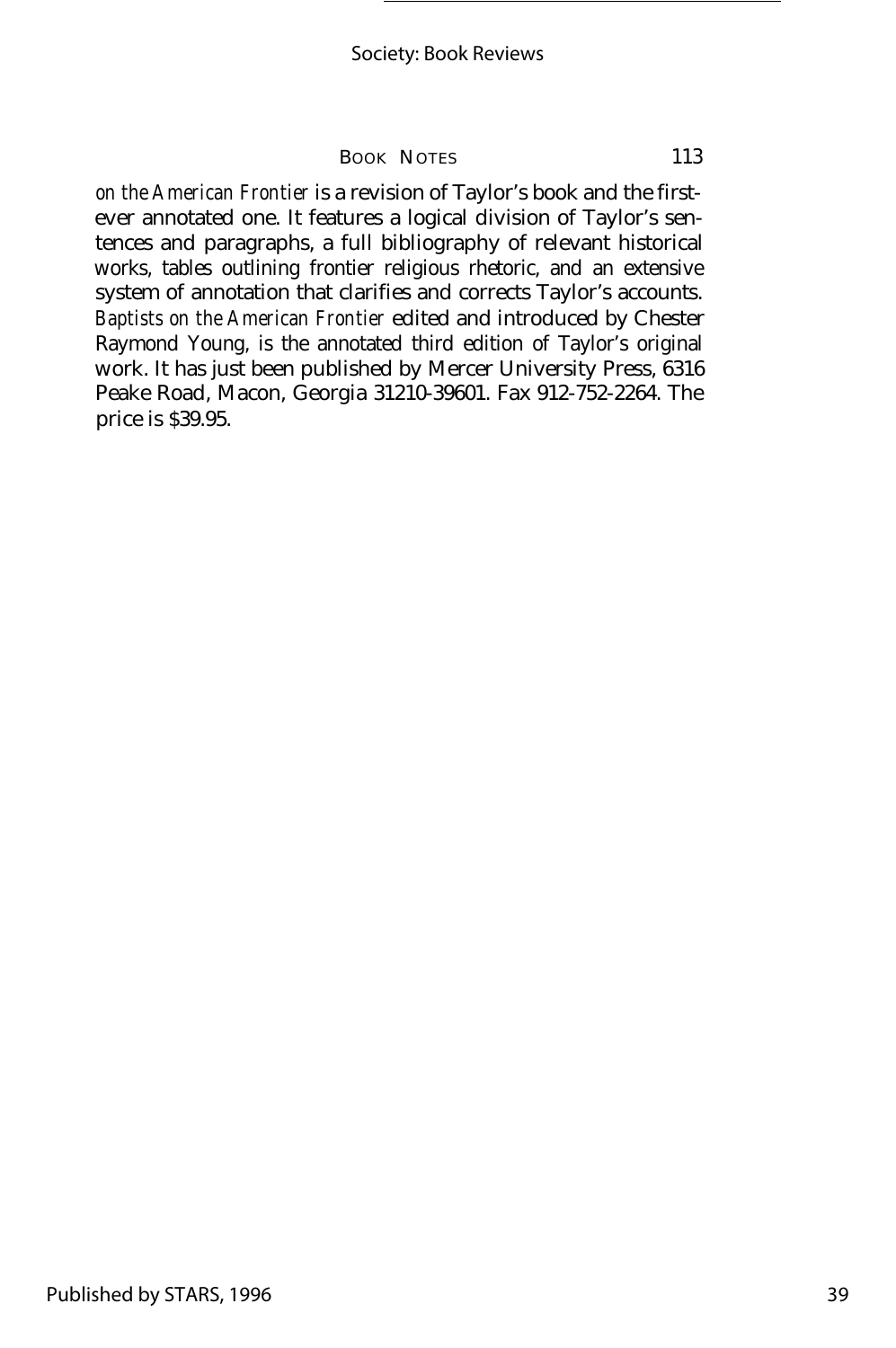*on the American Frontier* is a revision of Taylor's book and the first-ever annotated one. It features a logical division of Taylor's sentences and paragraphs, a full bibliography of relevant historical works, tables outlining frontier religious rhetoric, and an extensive system of annotation that clarifies and corrects Taylor's accounts. *Baptists on the American Frontier* edited and introduced by Chester Raymond Young, is the annotated third edition of Taylor's original work. It has just been published by Mercer University Press, 6316 Peake Road, Macon, Georgia 31210-39601. Fax 912-752-2264. The price is $39.95.